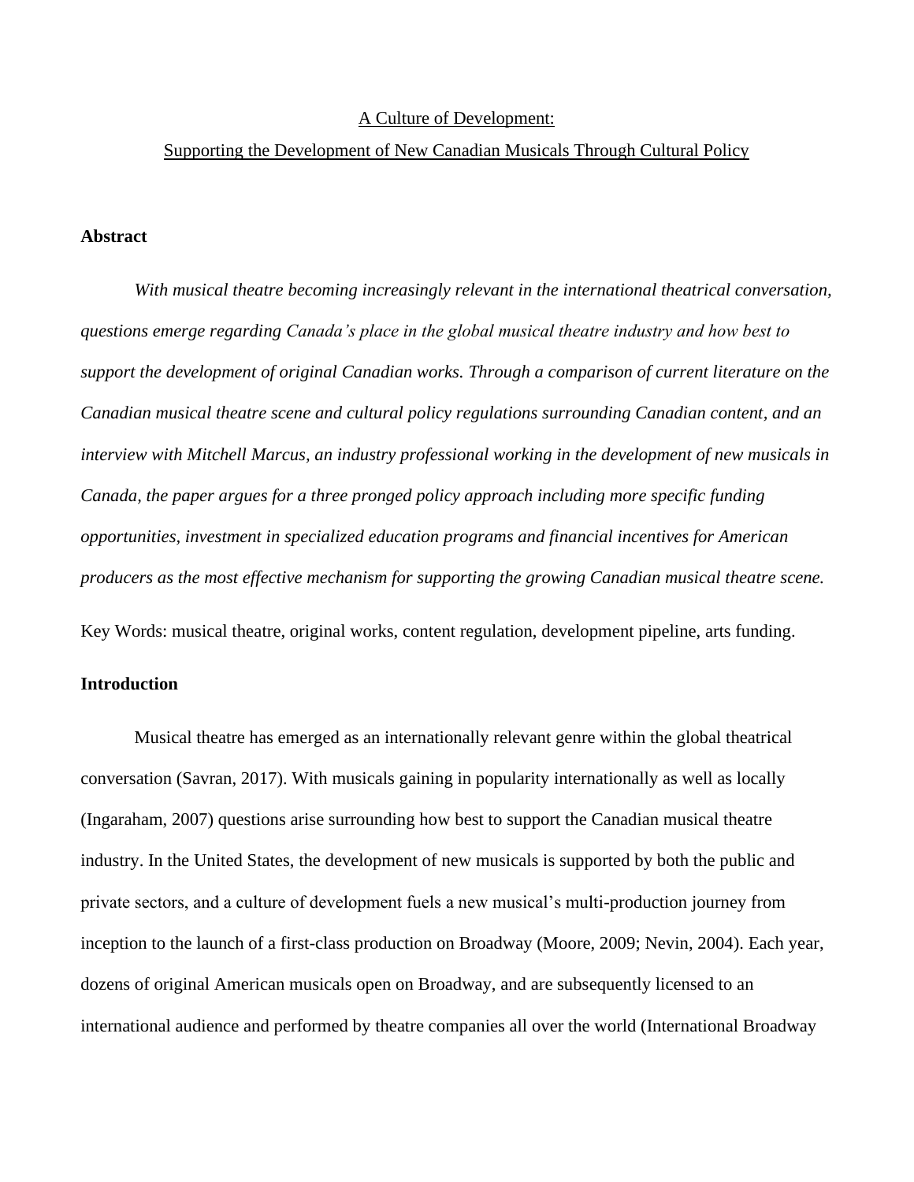A Culture of Development:

Supporting the Development of New Canadian Musicals Through Cultural Policy

## Abstract

*With musical theatre becoming increasingly relevant in the international theatrical conversation, questions emerge regarding Canada's place in the global musical theatre industry and how best to support the development of original Canadian works. Through a comparison of current literature on the Canadian musical theatre scene and cultural policy regulations surrounding Canadian content, and an interview with Mitchell Marcus, an industry professional working in the development of new musicals in Canada, the paper argues for a three pronged policy approach including more specific funding opportunities, investment in specialized education programs and financial incentives for American producers as the most effective mechanism for supporting the growing Canadian musical theatre scene.*

Key Words: musical theatre, original works, content regulation, development pipeline, arts funding.

## Introduction

Musical theatre has emerged as an internationally relevant genre within the global theatrical conversation (Savran, 2017). With musicals gaining in popularity internationally as well as locally (Ingaraham, 2007) questions arise surrounding how best to support the Canadian musical theatre industry. In the United States, the development of new musicals is supported by both the public and private sectors, and a culture of development fuels a new musical's multi-production journey from inception to the launch of a first-class production on Broadway (Moore, 2009; Nevin, 2004). Each year, dozens of original American musicals open on Broadway, and are subsequently licensed to an international audience and performed by theatre companies all over the world (International Broadway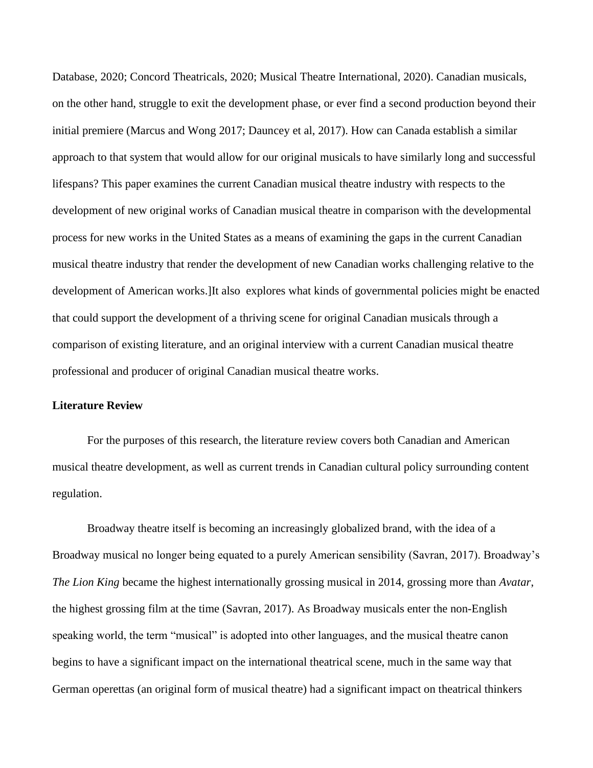Database, 2020; Concord Theatricals, 2020; Musical Theatre International, 2020). Canadian musicals, on the other hand, struggle to exit the development phase, or ever find a second production beyond their initial premiere (Marcus and Wong 2017; Dauncey et al, 2017). How can Canada establish a similar approach to that system that would allow for our original musicals to have similarly long and successful lifespans? This paper examines the current Canadian musical theatre industry with respects to the development of new original works of Canadian musical theatre in comparison with the developmental process for new works in the United States as a means of examining the gaps in the current Canadian musical theatre industry that render the development of new Canadian works challenging relative to the development of American works.]It also  explores what kinds of governmental policies might be enacted that could support the development of a thriving scene for original Canadian musicals through a comparison of existing literature, and an original interview with a current Canadian musical theatre professional and producer of original Canadian musical theatre works.

**Literature Review**

For the purposes of this research, the literature review covers both Canadian and American musical theatre development, as well as current trends in Canadian cultural policy surrounding content regulation.

Broadway theatre itself is becoming an increasingly globalized brand, with the idea of a Broadway musical no longer being equated to a purely American sensibility (Savran, 2017). Broadway's *The Lion King* became the highest internationally grossing musical in 2014, grossing more than *Avatar*, the highest grossing film at the time (Savran, 2017). As Broadway musicals enter the non-English speaking world, the term "musical" is adopted into other languages, and the musical theatre canon begins to have a significant impact on the international theatrical scene, much in the same way that German operettas (an original form of musical theatre) had a significant impact on theatrical thinkers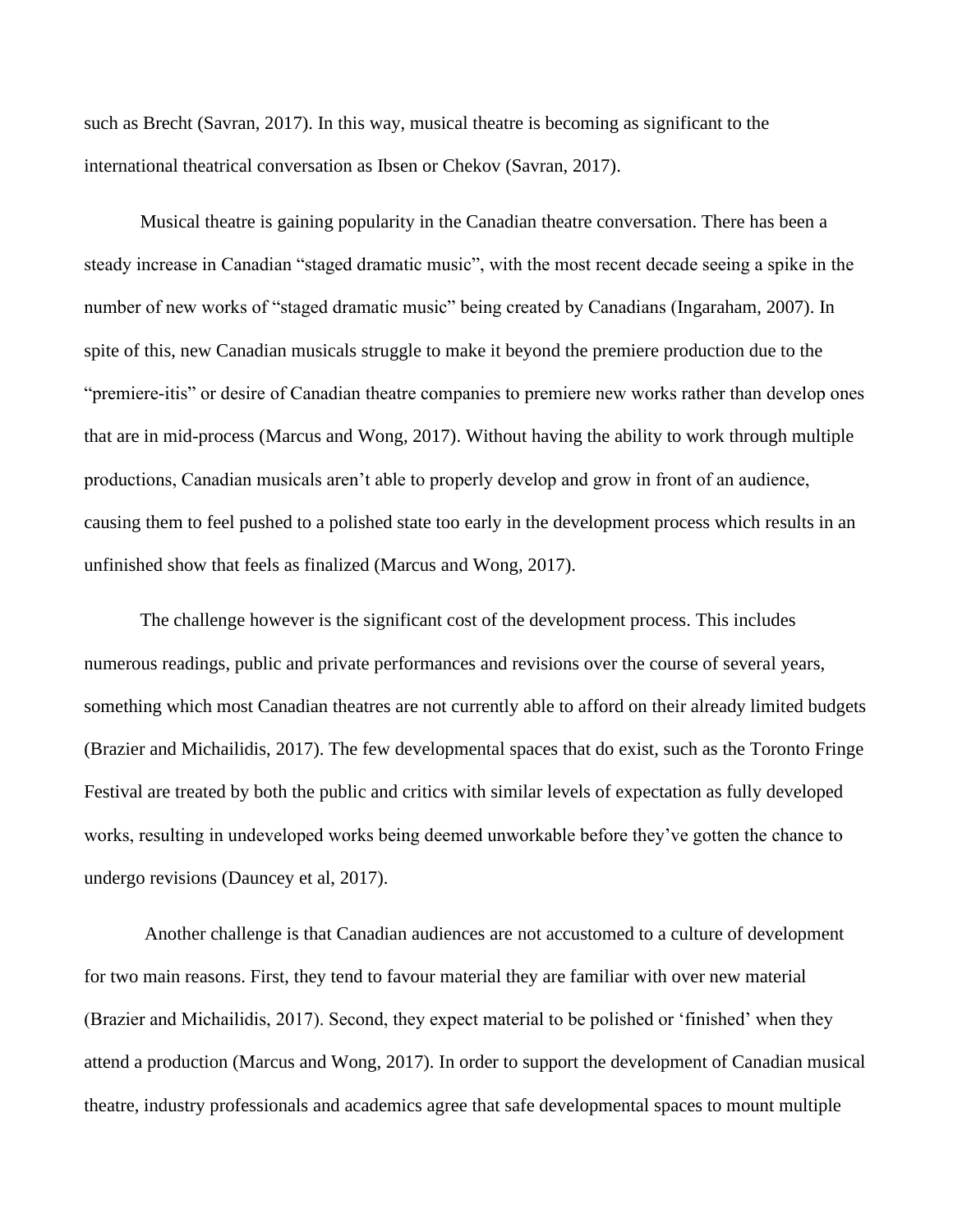such as Brecht (Savran, 2017). In this way, musical theatre is becoming as significant to the international theatrical conversation as Ibsen or Chekov (Savran, 2017).

Musical theatre is gaining popularity in the Canadian theatre conversation. There has been a steady increase in Canadian "staged dramatic music", with the most recent decade seeing a spike in the number of new works of "staged dramatic music" being created by Canadians (Ingaraham, 2007). In spite of this, new Canadian musicals struggle to make it beyond the premiere production due to the "premiere-itis" or desire of Canadian theatre companies to premiere new works rather than develop ones that are in mid-process (Marcus and Wong, 2017). Without having the ability to work through multiple productions, Canadian musicals aren't able to properly develop and grow in front of an audience, causing them to feel pushed to a polished state too early in the development process which results in an unfinished show that feels as finalized (Marcus and Wong, 2017).

The challenge however is the significant cost of the development process. This includes numerous readings, public and private performances and revisions over the course of several years, something which most Canadian theatres are not currently able to afford on their already limited budgets (Brazier and Michailidis, 2017). The few developmental spaces that do exist, such as the Toronto Fringe Festival are treated by both the public and critics with similar levels of expectation as fully developed works, resulting in undeveloped works being deemed unworkable before they've gotten the chance to undergo revisions (Dauncey et al, 2017).

Another challenge is that Canadian audiences are not accustomed to a culture of development for two main reasons. First, they tend to favour material they are familiar with over new material (Brazier and Michailidis, 2017). Second, they expect material to be polished or 'finished' when they attend a production (Marcus and Wong, 2017). In order to support the development of Canadian musical theatre, industry professionals and academics agree that safe developmental spaces to mount multiple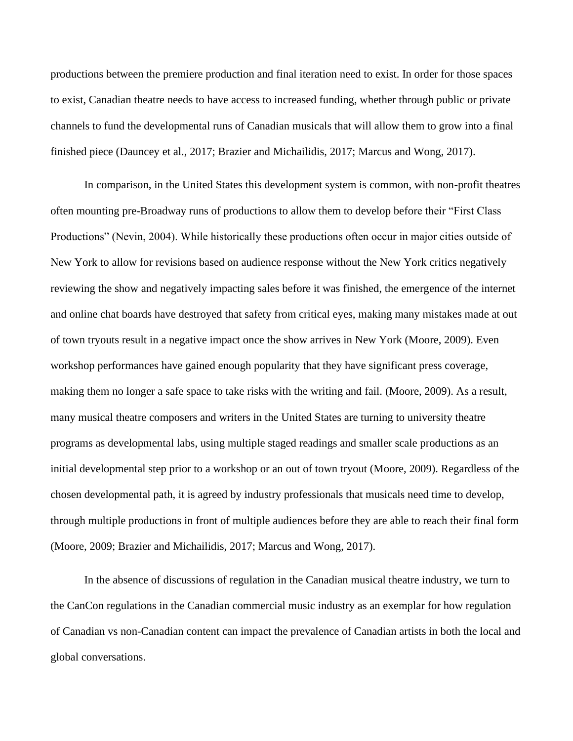productions between the premiere production and final iteration need to exist. In order for those spaces to exist, Canadian theatre needs to have access to increased funding, whether through public or private channels to fund the developmental runs of Canadian musicals that will allow them to grow into a final finished piece (Dauncey et al., 2017; Brazier and Michailidis, 2017; Marcus and Wong, 2017).

In comparison, in the United States this development system is common, with non-profit theatres often mounting pre-Broadway runs of productions to allow them to develop before their "First Class Productions" (Nevin, 2004). While historically these productions often occur in major cities outside of New York to allow for revisions based on audience response without the New York critics negatively reviewing the show and negatively impacting sales before it was finished, the emergence of the internet and online chat boards have destroyed that safety from critical eyes, making many mistakes made at out of town tryouts result in a negative impact once the show arrives in New York (Moore, 2009). Even workshop performances have gained enough popularity that they have significant press coverage, making them no longer a safe space to take risks with the writing and fail. (Moore, 2009). As a result, many musical theatre composers and writers in the United States are turning to university theatre programs as developmental labs, using multiple staged readings and smaller scale productions as an initial developmental step prior to a workshop or an out of town tryout (Moore, 2009). Regardless of the chosen developmental path, it is agreed by industry professionals that musicals need time to develop, through multiple productions in front of multiple audiences before they are able to reach their final form (Moore, 2009; Brazier and Michailidis, 2017; Marcus and Wong, 2017).

In the absence of discussions of regulation in the Canadian musical theatre industry, we turn to the CanCon regulations in the Canadian commercial music industry as an exemplar for how regulation of Canadian vs non-Canadian content can impact the prevalence of Canadian artists in both the local and global conversations.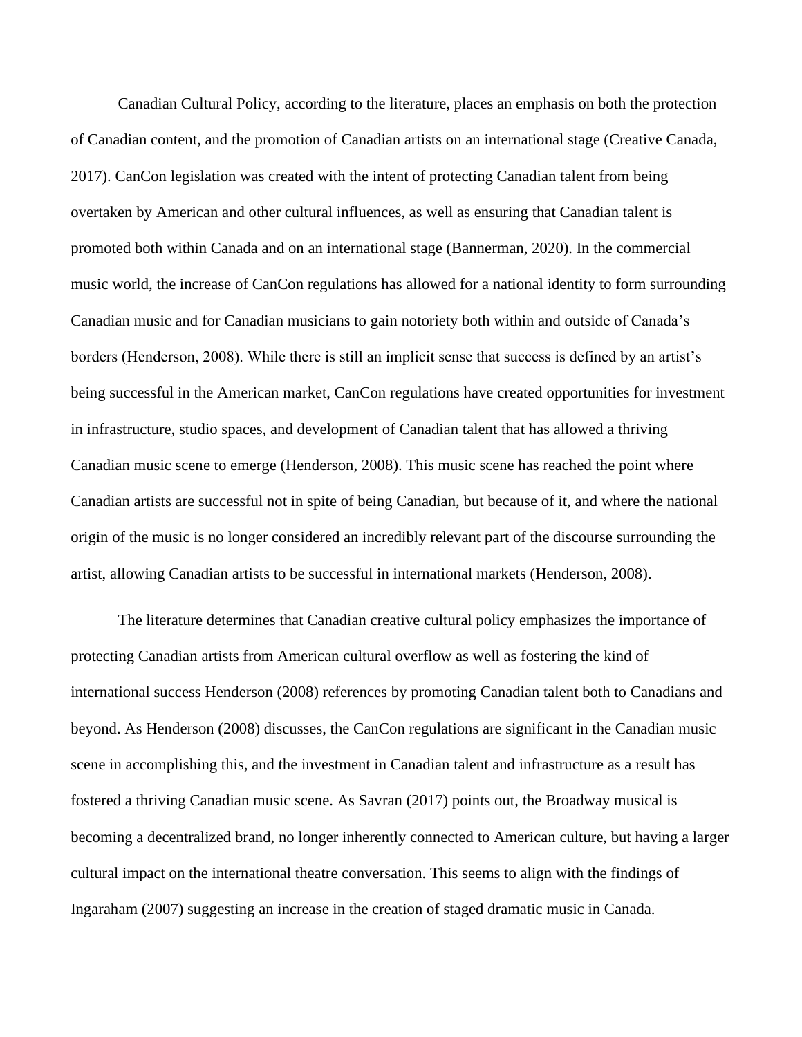Canadian Cultural Policy, according to the literature, places an emphasis on both the protection of Canadian content, and the promotion of Canadian artists on an international stage (Creative Canada, 2017). CanCon legislation was created with the intent of protecting Canadian talent from being overtaken by American and other cultural influences, as well as ensuring that Canadian talent is promoted both within Canada and on an international stage (Bannerman, 2020). In the commercial music world, the increase of CanCon regulations has allowed for a national identity to form surrounding Canadian music and for Canadian musicians to gain notoriety both within and outside of Canada's borders (Henderson, 2008). While there is still an implicit sense that success is defined by an artist's being successful in the American market, CanCon regulations have created opportunities for investment in infrastructure, studio spaces, and development of Canadian talent that has allowed a thriving Canadian music scene to emerge (Henderson, 2008). This music scene has reached the point where Canadian artists are successful not in spite of being Canadian, but because of it, and where the national origin of the music is no longer considered an incredibly relevant part of the discourse surrounding the artist, allowing Canadian artists to be successful in international markets (Henderson, 2008).

The literature determines that Canadian creative cultural policy emphasizes the importance of protecting Canadian artists from American cultural overflow as well as fostering the kind of international success Henderson (2008) references by promoting Canadian talent both to Canadians and beyond. As Henderson (2008) discusses, the CanCon regulations are significant in the Canadian music scene in accomplishing this, and the investment in Canadian talent and infrastructure as a result has fostered a thriving Canadian music scene. As Savran (2017) points out, the Broadway musical is becoming a decentralized brand, no longer inherently connected to American culture, but having a larger cultural impact on the international theatre conversation. This seems to align with the findings of Ingaraham (2007) suggesting an increase in the creation of staged dramatic music in Canada.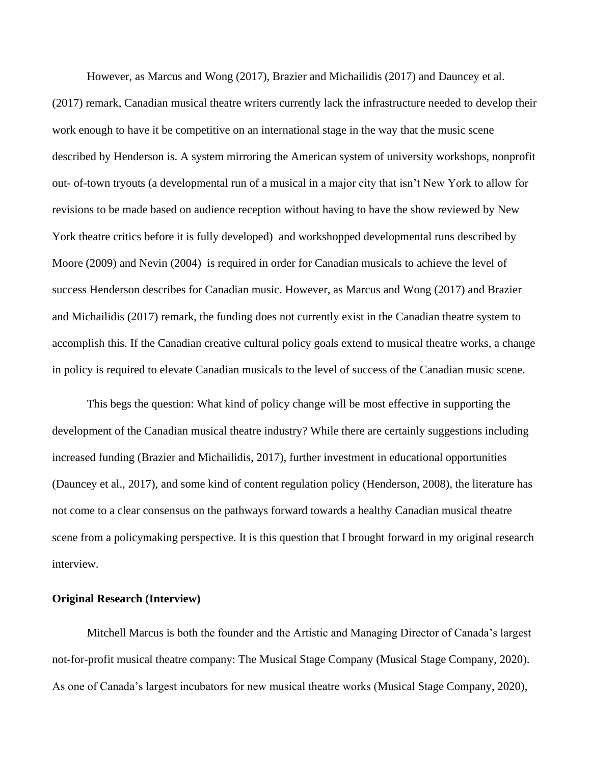However, as Marcus and Wong (2017), Brazier and Michailidis (2017) and Dauncey et al. (2017) remark, Canadian musical theatre writers currently lack the infrastructure needed to develop their work enough to have it be competitive on an international stage in the way that the music scene described by Henderson is. A system mirroring the American system of university workshops, nonprofit out- of-town tryouts (a developmental run of a musical in a major city that isn't New York to allow for revisions to be made based on audience reception without having to have the show reviewed by New York theatre critics before it is fully developed) and workshopped developmental runs described by Moore (2009) and Nevin (2004) is required in order for Canadian musicals to achieve the level of success Henderson describes for Canadian music. However, as Marcus and Wong (2017) and Brazier and Michailidis (2017) remark, the funding does not currently exist in the Canadian theatre system to accomplish this. If the Canadian creative cultural policy goals extend to musical theatre works, a change in policy is required to elevate Canadian musicals to the level of success of the Canadian music scene.

This begs the question: What kind of policy change will be most effective in supporting the development of the Canadian musical theatre industry? While there are certainly suggestions including increased funding (Brazier and Michailidis, 2017), further investment in educational opportunities (Dauncey et al., 2017), and some kind of content regulation policy (Henderson, 2008), the literature has not come to a clear consensus on the pathways forward towards a healthy Canadian musical theatre scene from a policymaking perspective. It is this question that I brought forward in my original research interview.

**Original Research (Interview)**

Mitchell Marcus is both the founder and the Artistic and Managing Director of Canada's largest not-for-profit musical theatre company: The Musical Stage Company (Musical Stage Company, 2020). As one of Canada's largest incubators for new musical theatre works (Musical Stage Company, 2020),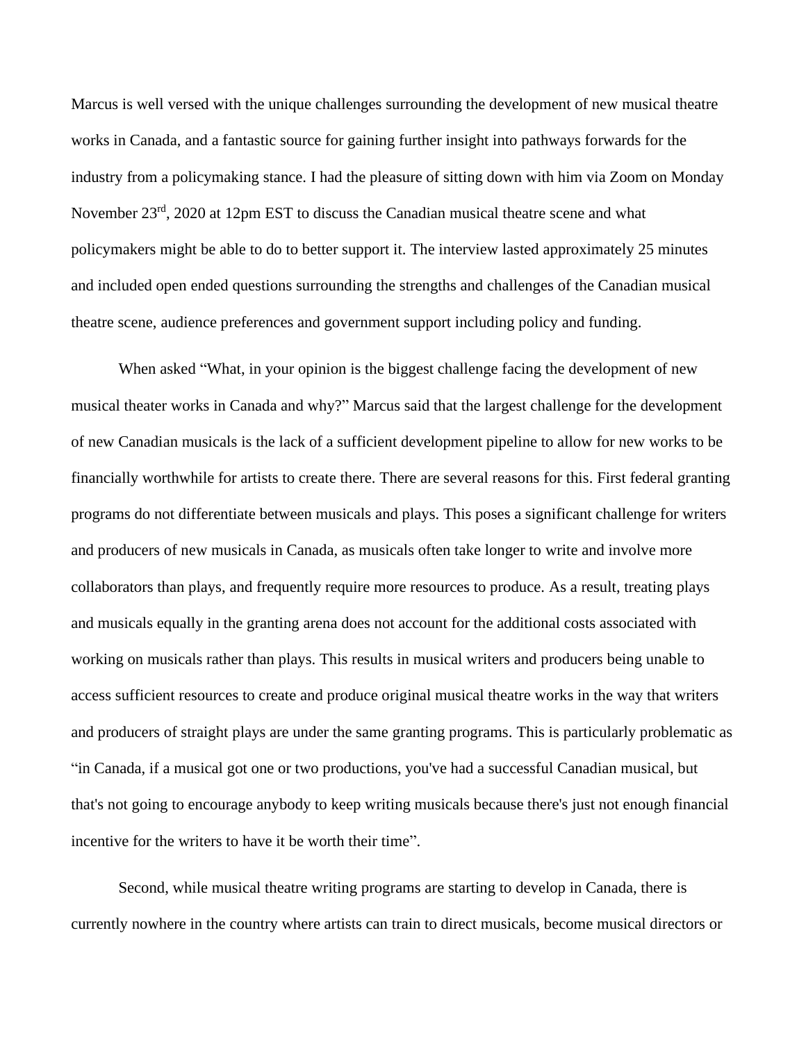Marcus is well versed with the unique challenges surrounding the development of new musical theatre works in Canada, and a fantastic source for gaining further insight into pathways forwards for the industry from a policymaking stance. I had the pleasure of sitting down with him via Zoom on Monday November 23rd, 2020 at 12pm EST to discuss the Canadian musical theatre scene and what policymakers might be able to do to better support it. The interview lasted approximately 25 minutes and included open ended questions surrounding the strengths and challenges of the Canadian musical theatre scene, audience preferences and government support including policy and funding.

When asked "What, in your opinion is the biggest challenge facing the development of new musical theater works in Canada and why?" Marcus said that the largest challenge for the development of new Canadian musicals is the lack of a sufficient development pipeline to allow for new works to be financially worthwhile for artists to create there. There are several reasons for this. First federal granting programs do not differentiate between musicals and plays. This poses a significant challenge for writers and producers of new musicals in Canada, as musicals often take longer to write and involve more collaborators than plays, and frequently require more resources to produce. As a result, treating plays and musicals equally in the granting arena does not account for the additional costs associated with working on musicals rather than plays. This results in musical writers and producers being unable to access sufficient resources to create and produce original musical theatre works in the way that writers and producers of straight plays are under the same granting programs. This is particularly problematic as "in Canada, if a musical got one or two productions, you've had a successful Canadian musical, but that's not going to encourage anybody to keep writing musicals because there's just not enough financial incentive for the writers to have it be worth their time".

Second, while musical theatre writing programs are starting to develop in Canada, there is currently nowhere in the country where artists can train to direct musicals, become musical directors or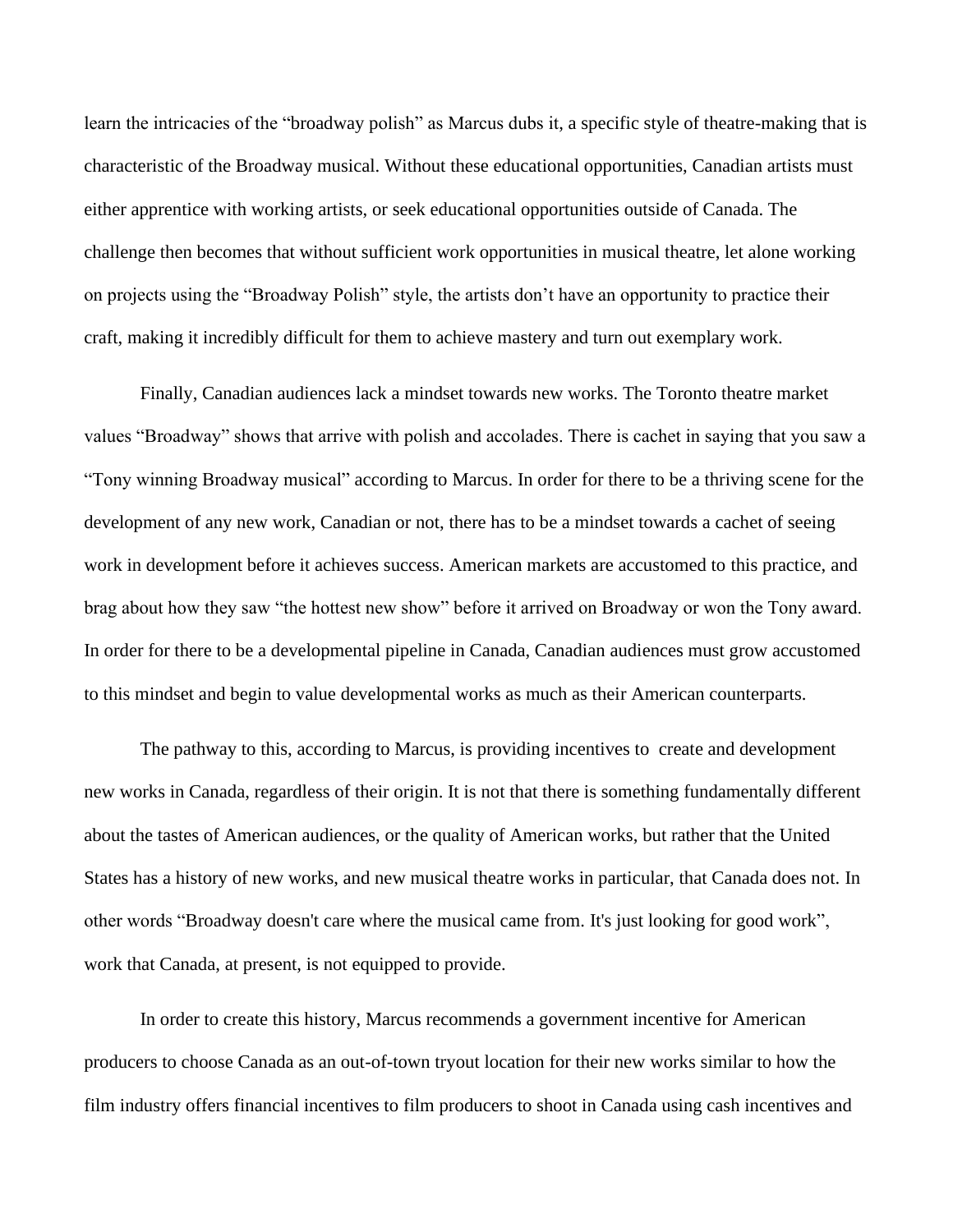learn the intricacies of the "broadway polish" as Marcus dubs it, a specific style of theatre-making that is characteristic of the Broadway musical. Without these educational opportunities, Canadian artists must either apprentice with working artists, or seek educational opportunities outside of Canada. The challenge then becomes that without sufficient work opportunities in musical theatre, let alone working on projects using the "Broadway Polish" style, the artists don't have an opportunity to practice their craft, making it incredibly difficult for them to achieve mastery and turn out exemplary work.

Finally, Canadian audiences lack a mindset towards new works. The Toronto theatre market values "Broadway" shows that arrive with polish and accolades. There is cachet in saying that you saw a "Tony winning Broadway musical" according to Marcus. In order for there to be a thriving scene for the development of any new work, Canadian or not, there has to be a mindset towards a cachet of seeing work in development before it achieves success. American markets are accustomed to this practice, and brag about how they saw "the hottest new show" before it arrived on Broadway or won the Tony award. In order for there to be a developmental pipeline in Canada, Canadian audiences must grow accustomed to this mindset and begin to value developmental works as much as their American counterparts.

The pathway to this, according to Marcus, is providing incentives to  create and development new works in Canada, regardless of their origin. It is not that there is something fundamentally different about the tastes of American audiences, or the quality of American works, but rather that the United States has a history of new works, and new musical theatre works in particular, that Canada does not. In other words "Broadway doesn't care where the musical came from. It's just looking for good work", work that Canada, at present, is not equipped to provide.

In order to create this history, Marcus recommends a government incentive for American producers to choose Canada as an out-of-town tryout location for their new works similar to how the film industry offers financial incentives to film producers to shoot in Canada using cash incentives and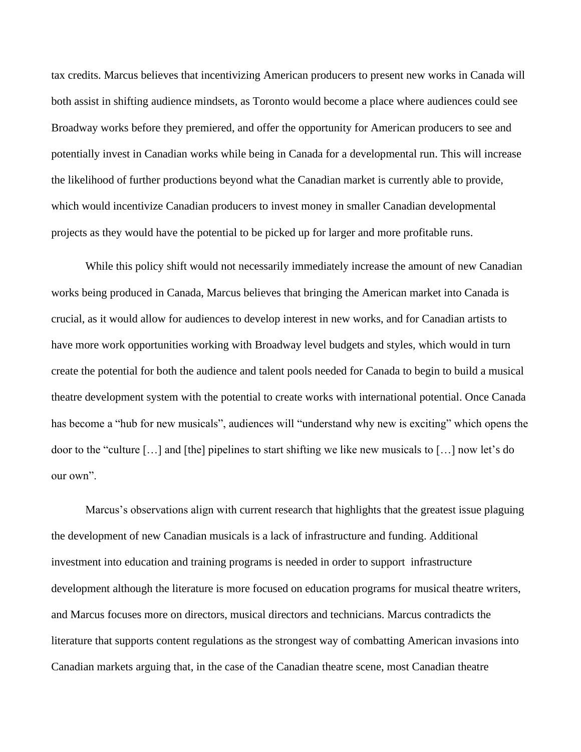tax credits. Marcus believes that incentivizing American producers to present new works in Canada will both assist in shifting audience mindsets, as Toronto would become a place where audiences could see Broadway works before they premiered, and offer the opportunity for American producers to see and potentially invest in Canadian works while being in Canada for a developmental run. This will increase the likelihood of further productions beyond what the Canadian market is currently able to provide, which would incentivize Canadian producers to invest money in smaller Canadian developmental projects as they would have the potential to be picked up for larger and more profitable runs.

While this policy shift would not necessarily immediately increase the amount of new Canadian works being produced in Canada, Marcus believes that bringing the American market into Canada is crucial, as it would allow for audiences to develop interest in new works, and for Canadian artists to have more work opportunities working with Broadway level budgets and styles, which would in turn create the potential for both the audience and talent pools needed for Canada to begin to build a musical theatre development system with the potential to create works with international potential. Once Canada has become a "hub for new musicals", audiences will "understand why new is exciting" which opens the door to the "culture […] and [the] pipelines to start shifting we like new musicals to […] now let's do our own".

Marcus's observations align with current research that highlights that the greatest issue plaguing the development of new Canadian musicals is a lack of infrastructure and funding. Additional investment into education and training programs is needed in order to support infrastructure development although the literature is more focused on education programs for musical theatre writers, and Marcus focuses more on directors, musical directors and technicians. Marcus contradicts the literature that supports content regulations as the strongest way of combatting American invasions into Canadian markets arguing that, in the case of the Canadian theatre scene, most Canadian theatre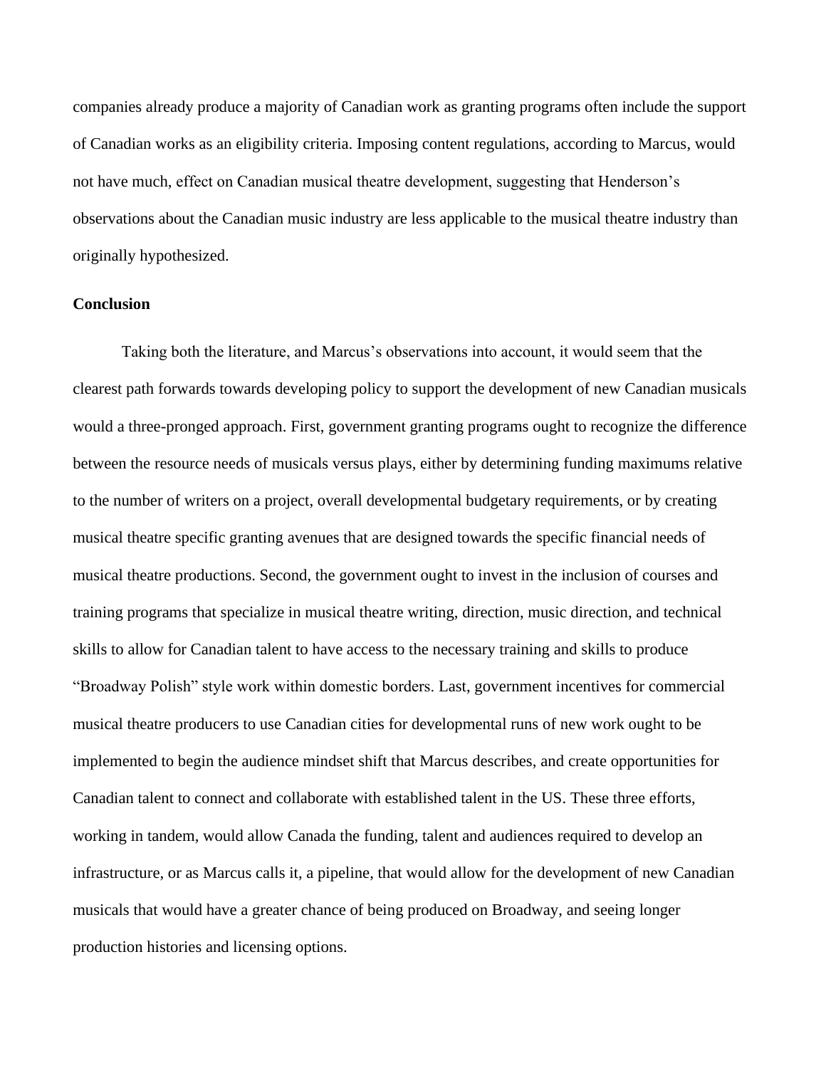companies already produce a majority of Canadian work as granting programs often include the support of Canadian works as an eligibility criteria. Imposing content regulations, according to Marcus, would not have much, effect on Canadian musical theatre development, suggesting that Henderson's observations about the Canadian music industry are less applicable to the musical theatre industry than originally hypothesized.

**Conclusion**

Taking both the literature, and Marcus's observations into account, it would seem that the clearest path forwards towards developing policy to support the development of new Canadian musicals would a three-pronged approach. First, government granting programs ought to recognize the difference between the resource needs of musicals versus plays, either by determining funding maximums relative to the number of writers on a project, overall developmental budgetary requirements, or by creating musical theatre specific granting avenues that are designed towards the specific financial needs of musical theatre productions. Second, the government ought to invest in the inclusion of courses and training programs that specialize in musical theatre writing, direction, music direction, and technical skills to allow for Canadian talent to have access to the necessary training and skills to produce "Broadway Polish" style work within domestic borders. Last, government incentives for commercial musical theatre producers to use Canadian cities for developmental runs of new work ought to be implemented to begin the audience mindset shift that Marcus describes, and create opportunities for Canadian talent to connect and collaborate with established talent in the US. These three efforts, working in tandem, would allow Canada the funding, talent and audiences required to develop an infrastructure, or as Marcus calls it, a pipeline, that would allow for the development of new Canadian musicals that would have a greater chance of being produced on Broadway, and seeing longer production histories and licensing options.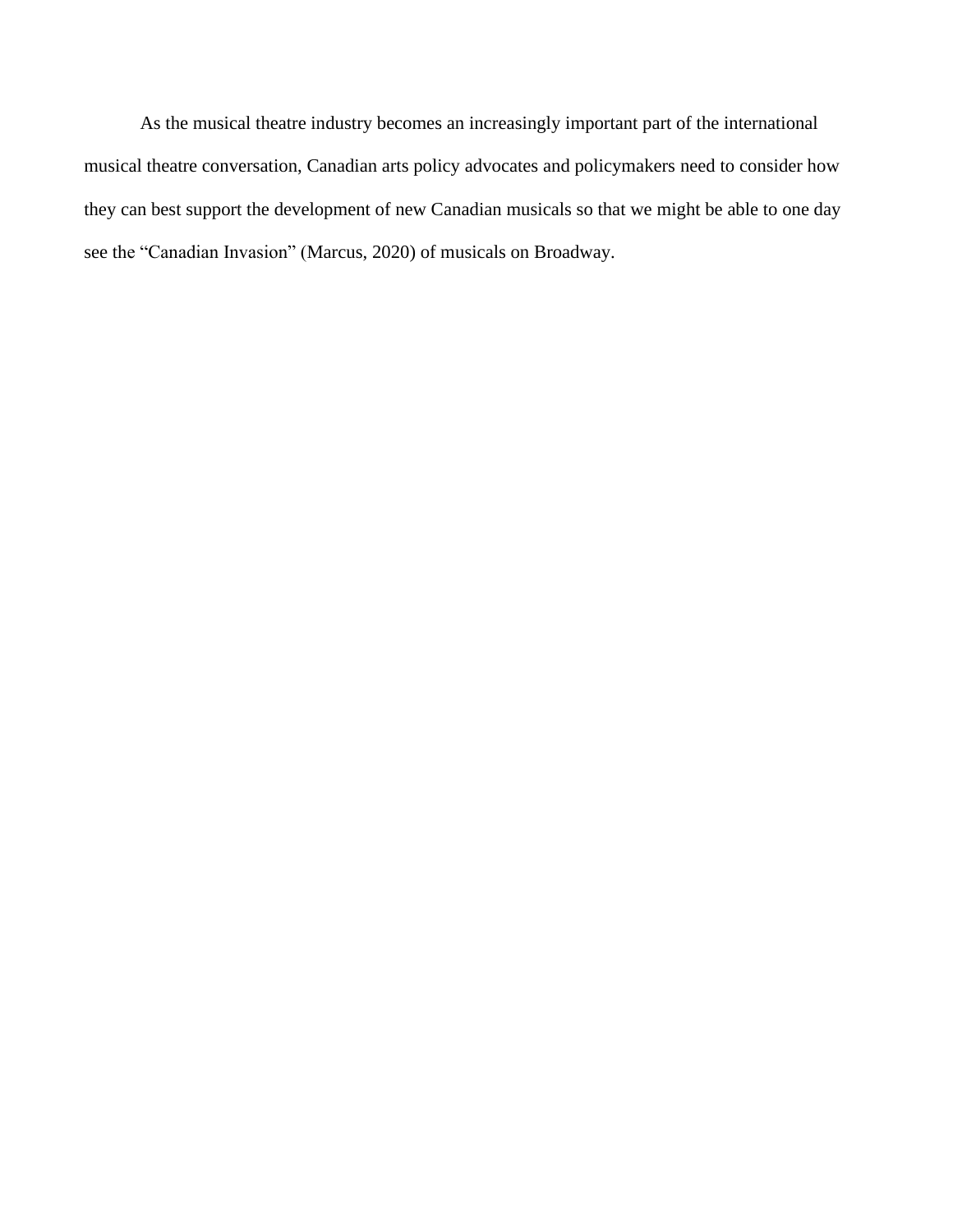As the musical theatre industry becomes an increasingly important part of the international musical theatre conversation, Canadian arts policy advocates and policymakers need to consider how they can best support the development of new Canadian musicals so that we might be able to one day see the "Canadian Invasion" (Marcus, 2020) of musicals on Broadway.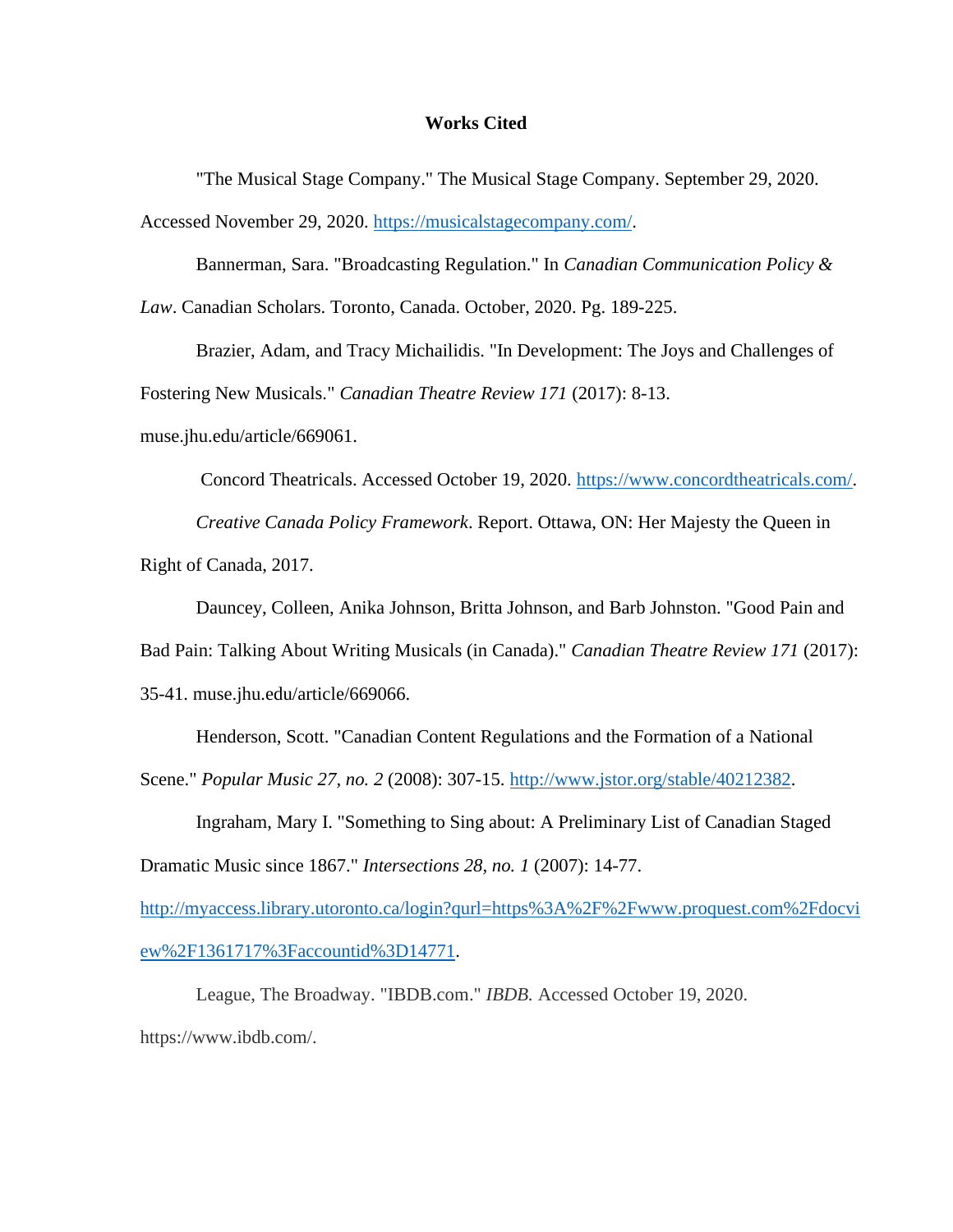**Works Cited**

"The Musical Stage Company." The Musical Stage Company. September 29, 2020. Accessed November 29, 2020. https://musicalstagecompany.com/.

Bannerman, Sara. "Broadcasting Regulation." In *Canadian Communication Policy & Law*. Canadian Scholars. Toronto, Canada. October, 2020. Pg. 189-225.

Brazier, Adam, and Tracy Michailidis. "In Development: The Joys and Challenges of Fostering New Musicals." *Canadian Theatre Review 171* (2017): 8-13. muse.jhu.edu/article/669061.

Concord Theatricals. Accessed October 19, 2020. https://www.concordtheatricals.com/.

*Creative Canada Policy Framework*. Report. Ottawa, ON: Her Majesty the Queen in Right of Canada, 2017.

Dauncey, Colleen, Anika Johnson, Britta Johnson, and Barb Johnston. "Good Pain and Bad Pain: Talking About Writing Musicals (in Canada)." *Canadian Theatre Review 171* (2017): 35-41. muse.jhu.edu/article/669066.

Henderson, Scott. "Canadian Content Regulations and the Formation of a National Scene." *Popular Music 27, no. 2* (2008): 307-15. http://www.jstor.org/stable/40212382.

Ingraham, Mary I. "Something to Sing about: A Preliminary List of Canadian Staged Dramatic Music since 1867." *Intersections 28, no. 1* (2007): 14-77. http://myaccess.library.utoronto.ca/login?qurl=https%3A%2F%2Fwww.proquest.com%2Fdocview%2F1361717%3Faccountid%3D14771.

League, The Broadway. "IBDB.com." *IBDB.* Accessed October 19, 2020. https://www.ibdb.com/.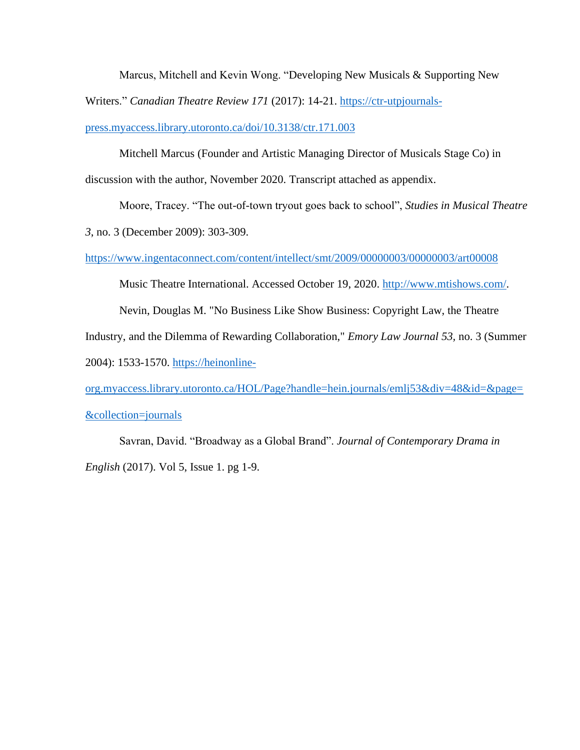Marcus, Mitchell and Kevin Wong. "Developing New Musicals & Supporting New Writers." *Canadian Theatre Review 171* (2017): 14-21. https://ctr-utpjournals-press.myaccess.library.utoronto.ca/doi/10.3138/ctr.171.003

Mitchell Marcus (Founder and Artistic Managing Director of Musicals Stage Co) in discussion with the author, November 2020. Transcript attached as appendix.

Moore, Tracey. "The out-of-town tryout goes back to school", *Studies in Musical Theatre 3*, no. 3 (December 2009): 303-309. https://www.ingentaconnect.com/content/intellect/smt/2009/00000003/00000003/art00008

Music Theatre International. Accessed October 19, 2020. http://www.mtishows.com/.

Nevin, Douglas M. "No Business Like Show Business: Copyright Law, the Theatre Industry, and the Dilemma of Rewarding Collaboration," *Emory Law Journal 53*, no. 3 (Summer 2004): 1533-1570. https://heinonline-org.myaccess.library.utoronto.ca/HOL/Page?handle=hein.journals/emlj53&div=48&id=&page=&collection=journals

Savran, David. "Broadway as a Global Brand". *Journal of Contemporary Drama in English* (2017). Vol 5, Issue 1. pg 1-9.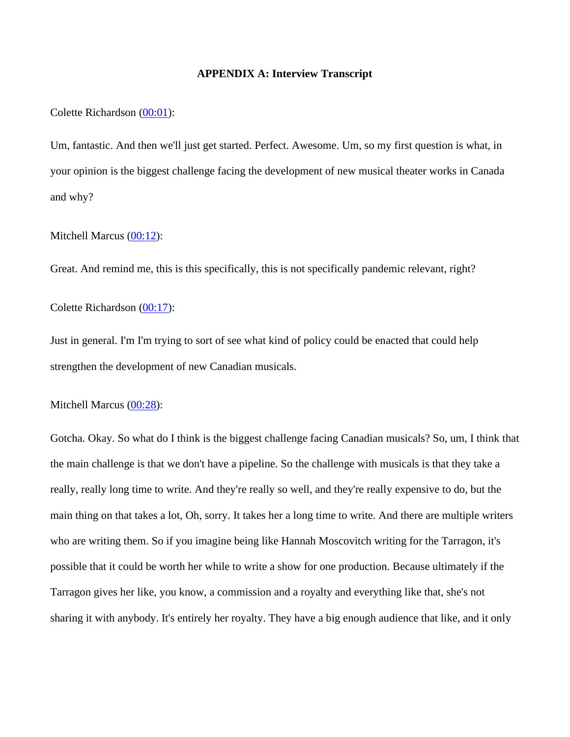**APPENDIX A: Interview Transcript**

Colette Richardson ([00:01](00:01)):

Um, fantastic. And then we'll just get started. Perfect. Awesome. Um, so my first question is what, in your opinion is the biggest challenge facing the development of new musical theater works in Canada and why?

Mitchell Marcus ([00:12](00:12)):

Great. And remind me, this is this specifically, this is not specifically pandemic relevant, right?

Colette Richardson ([00:17](00:17)):

Just in general. I'm I'm trying to sort of see what kind of policy could be enacted that could help strengthen the development of new Canadian musicals.

Mitchell Marcus ([00:28](00:28)):

Gotcha. Okay. So what do I think is the biggest challenge facing Canadian musicals? So, um, I think that the main challenge is that we don't have a pipeline. So the challenge with musicals is that they take a really, really long time to write. And they're really so well, and they're really expensive to do, but the main thing on that takes a lot, Oh, sorry. It takes her a long time to write. And there are multiple writers who are writing them. So if you imagine being like Hannah Moscovitch writing for the Tarragon, it's possible that it could be worth her while to write a show for one production. Because ultimately if the Tarragon gives her like, you know, a commission and a royalty and everything like that, she's not sharing it with anybody. It's entirely her royalty. They have a big enough audience that like, and it only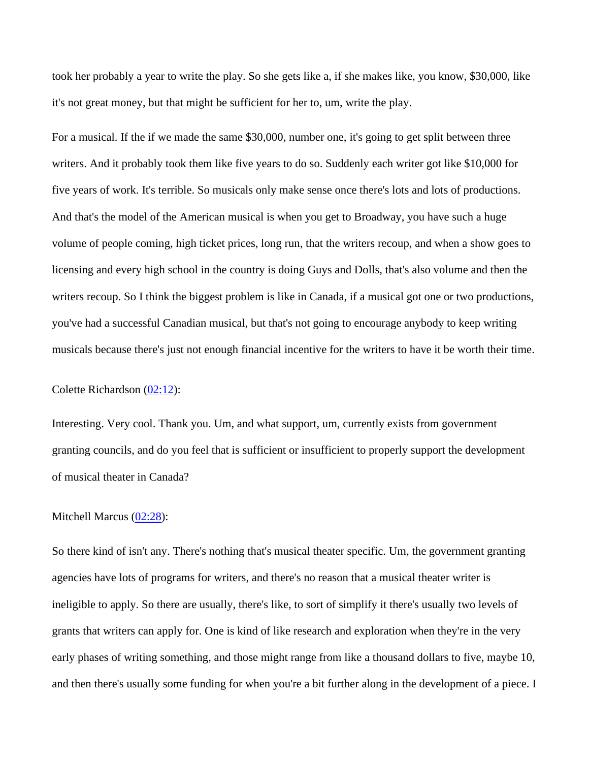took her probably a year to write the play. So she gets like a, if she makes like, you know, $30,000, like it's not great money, but that might be sufficient for her to, um, write the play.

For a musical. If the if we made the same $30,000, number one, it's going to get split between three writers. And it probably took them like five years to do so. Suddenly each writer got like $10,000 for five years of work. It's terrible. So musicals only make sense once there's lots and lots of productions. And that's the model of the American musical is when you get to Broadway, you have such a huge volume of people coming, high ticket prices, long run, that the writers recoup, and when a show goes to licensing and every high school in the country is doing Guys and Dolls, that's also volume and then the writers recoup. So I think the biggest problem is like in Canada, if a musical got one or two productions, you've had a successful Canadian musical, but that's not going to encourage anybody to keep writing musicals because there's just not enough financial incentive for the writers to have it be worth their time.

Colette Richardson (02:12):

Interesting. Very cool. Thank you. Um, and what support, um, currently exists from government granting councils, and do you feel that is sufficient or insufficient to properly support the development of musical theater in Canada?

Mitchell Marcus (02:28):

So there kind of isn't any. There's nothing that's musical theater specific. Um, the government granting agencies have lots of programs for writers, and there's no reason that a musical theater writer is ineligible to apply. So there are usually, there's like, to sort of simplify it there's usually two levels of grants that writers can apply for. One is kind of like research and exploration when they're in the very early phases of writing something, and those might range from like a thousand dollars to five, maybe 10, and then there's usually some funding for when you're a bit further along in the development of a piece. I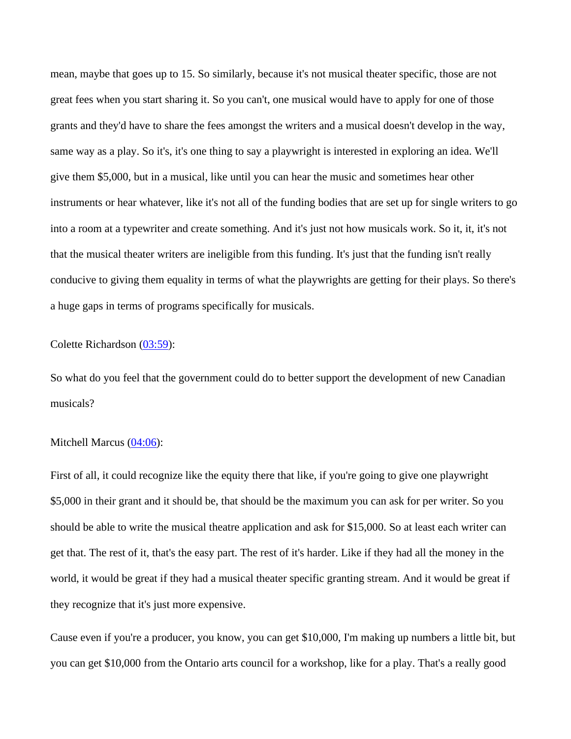mean, maybe that goes up to 15. So similarly, because it's not musical theater specific, those are not great fees when you start sharing it. So you can't, one musical would have to apply for one of those grants and they'd have to share the fees amongst the writers and a musical doesn't develop in the way, same way as a play. So it's, it's one thing to say a playwright is interested in exploring an idea. We'll give them $5,000, but in a musical, like until you can hear the music and sometimes hear other instruments or hear whatever, like it's not all of the funding bodies that are set up for single writers to go into a room at a typewriter and create something. And it's just not how musicals work. So it, it, it's not that the musical theater writers are ineligible from this funding. It's just that the funding isn't really conducive to giving them equality in terms of what the playwrights are getting for their plays. So there's a huge gaps in terms of programs specifically for musicals.

Colette Richardson ([03:59]):

So what do you feel that the government could do to better support the development of new Canadian musicals?

Mitchell Marcus ([04:06]):

First of all, it could recognize like the equity there that like, if you're going to give one playwright $5,000 in their grant and it should be, that should be the maximum you can ask for per writer. So you should be able to write the musical theatre application and ask for $15,000. So at least each writer can get that. The rest of it, that's the easy part. The rest of it's harder. Like if they had all the money in the world, it would be great if they had a musical theater specific granting stream. And it would be great if they recognize that it's just more expensive.

Cause even if you're a producer, you know, you can get $10,000, I'm making up numbers a little bit, but you can get $10,000 from the Ontario arts council for a workshop, like for a play. That's a really good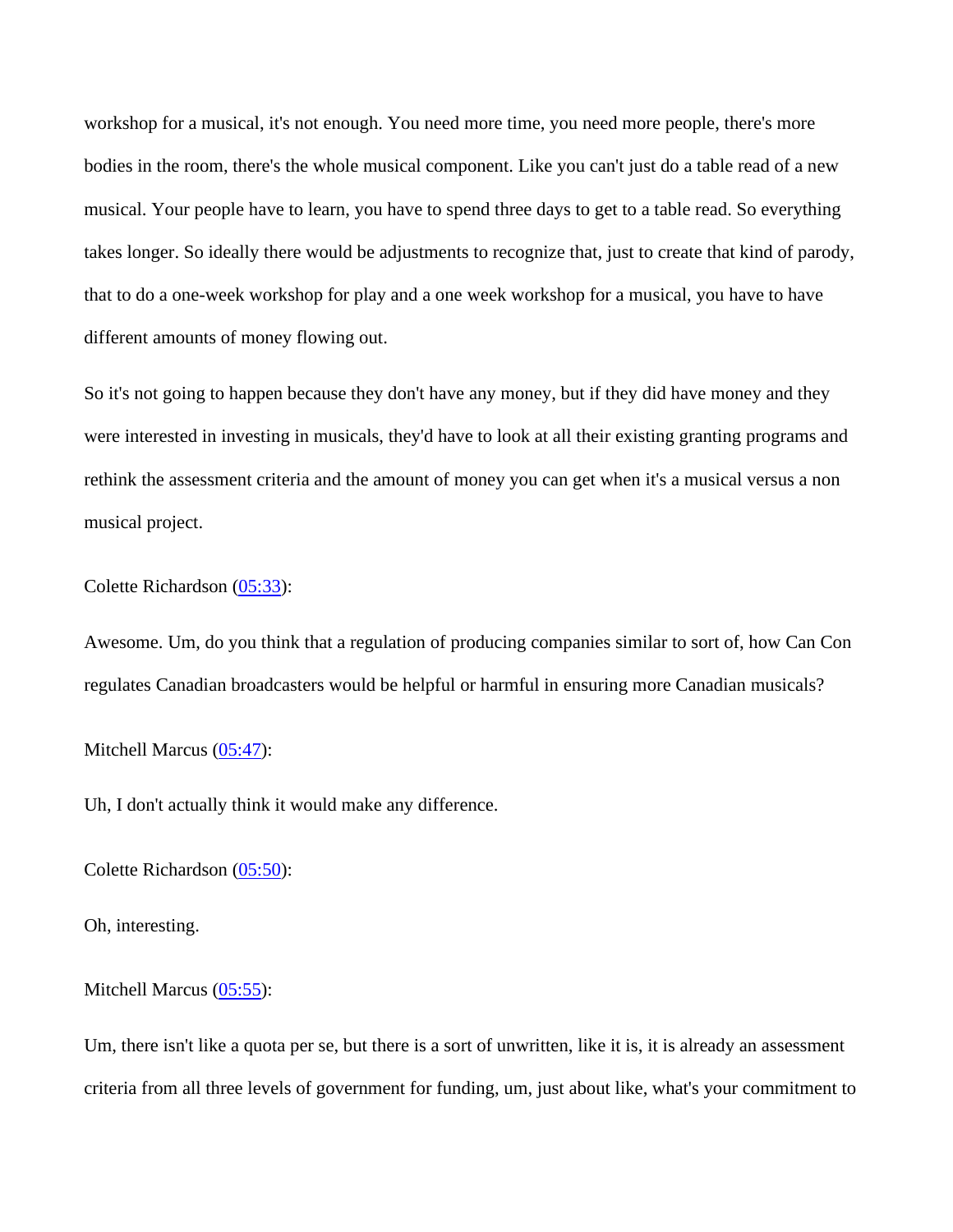workshop for a musical, it's not enough. You need more time, you need more people, there's more bodies in the room, there's the whole musical component. Like you can't just do a table read of a new musical. Your people have to learn, you have to spend three days to get to a table read. So everything takes longer. So ideally there would be adjustments to recognize that, just to create that kind of parody, that to do a one-week workshop for play and a one week workshop for a musical, you have to have different amounts of money flowing out.

So it's not going to happen because they don't have any money, but if they did have money and they were interested in investing in musicals, they'd have to look at all their existing granting programs and rethink the assessment criteria and the amount of money you can get when it's a musical versus a non musical project.

Colette Richardson ([05:33]):

Awesome. Um, do you think that a regulation of producing companies similar to sort of, how Can Con regulates Canadian broadcasters would be helpful or harmful in ensuring more Canadian musicals?

Mitchell Marcus ([05:47]):

Uh, I don't actually think it would make any difference.

Colette Richardson ([05:50]):

Oh, interesting.

Mitchell Marcus ([05:55]):

Um, there isn't like a quota per se, but there is a sort of unwritten, like it is, it is already an assessment criteria from all three levels of government for funding, um, just about like, what's your commitment to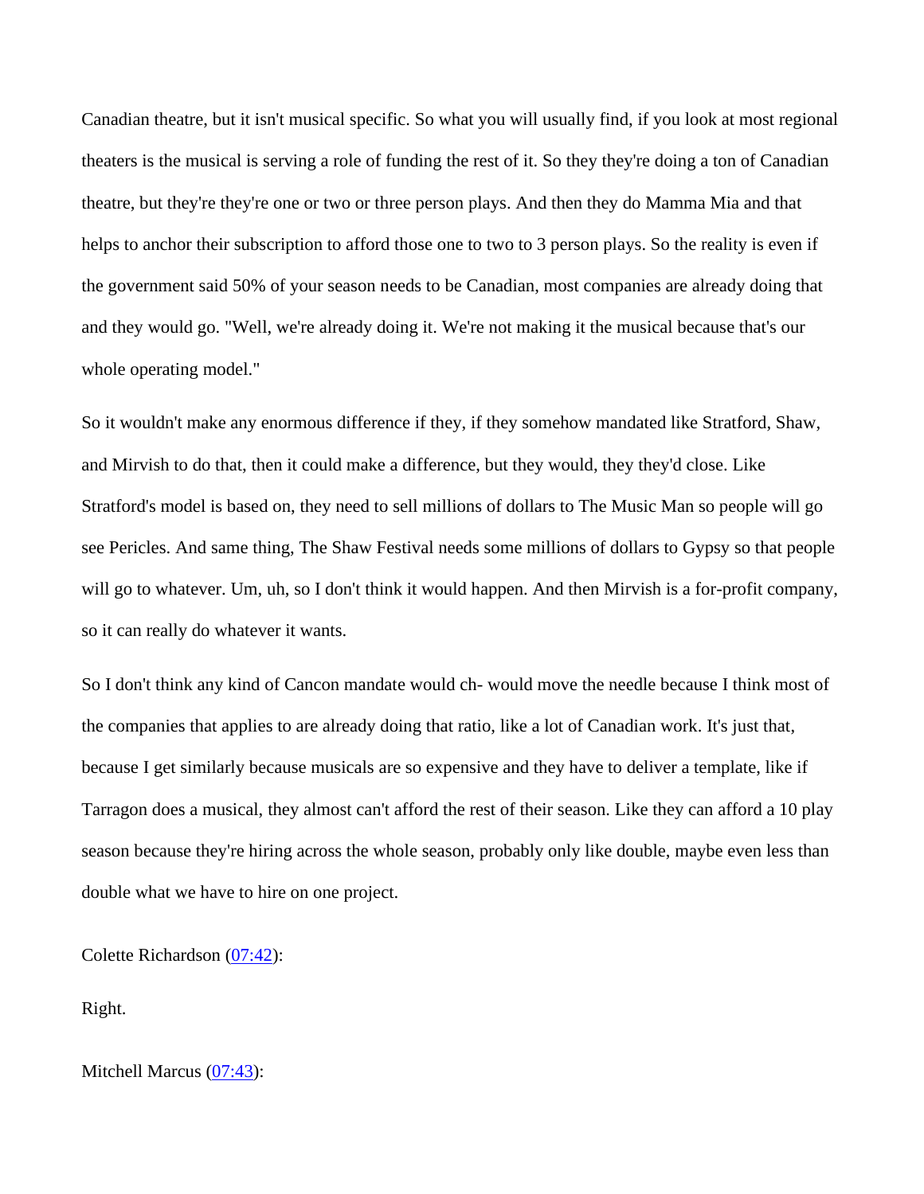Canadian theatre, but it isn't musical specific. So what you will usually find, if you look at most regional theaters is the musical is serving a role of funding the rest of it. So they they're doing a ton of Canadian theatre, but they're they're one or two or three person plays. And then they do Mamma Mia and that helps to anchor their subscription to afford those one to two to 3 person plays. So the reality is even if the government said 50% of your season needs to be Canadian, most companies are already doing that and they would go. "Well, we're already doing it. We're not making it the musical because that's our whole operating model."

So it wouldn't make any enormous difference if they, if they somehow mandated like Stratford, Shaw, and Mirvish to do that, then it could make a difference, but they would, they they'd close. Like Stratford's model is based on, they need to sell millions of dollars to The Music Man so people will go see Pericles. And same thing, The Shaw Festival needs some millions of dollars to Gypsy so that people will go to whatever. Um, uh, so I don't think it would happen. And then Mirvish is a for-profit company, so it can really do whatever it wants.

So I don't think any kind of Cancon mandate would ch- would move the needle because I think most of the companies that applies to are already doing that ratio, like a lot of Canadian work. It's just that, because I get similarly because musicals are so expensive and they have to deliver a template, like if Tarragon does a musical, they almost can't afford the rest of their season. Like they can afford a 10 play season because they're hiring across the whole season, probably only like double, maybe even less than double what we have to hire on one project.

Colette Richardson (07:42):

Right.

Mitchell Marcus (07:43):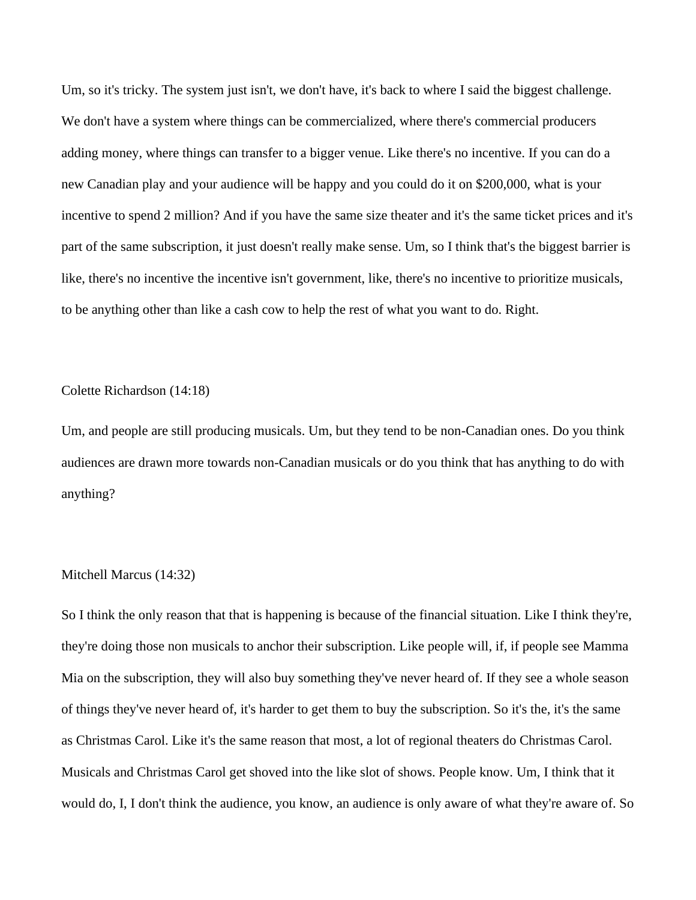Um, so it's tricky. The system just isn't, we don't have, it's back to where I said the biggest challenge. We don't have a system where things can be commercialized, where there's commercial producers adding money, where things can transfer to a bigger venue. Like there's no incentive. If you can do a new Canadian play and your audience will be happy and you could do it on $200,000, what is your incentive to spend 2 million? And if you have the same size theater and it's the same ticket prices and it's part of the same subscription, it just doesn't really make sense. Um, so I think that's the biggest barrier is like, there's no incentive the incentive isn't government, like, there's no incentive to prioritize musicals, to be anything other than like a cash cow to help the rest of what you want to do. Right.

Colette Richardson (14:18)

Um, and people are still producing musicals. Um, but they tend to be non-Canadian ones. Do you think audiences are drawn more towards non-Canadian musicals or do you think that has anything to do with anything?

Mitchell Marcus (14:32)

So I think the only reason that that is happening is because of the financial situation. Like I think they're, they're doing those non musicals to anchor their subscription. Like people will, if, if people see Mamma Mia on the subscription, they will also buy something they've never heard of. If they see a whole season of things they've never heard of, it's harder to get them to buy the subscription. So it's the, it's the same as Christmas Carol. Like it's the same reason that most, a lot of regional theaters do Christmas Carol. Musicals and Christmas Carol get shoved into the like slot of shows. People know. Um, I think that it would do, I, I don't think the audience, you know, an audience is only aware of what they're aware of. So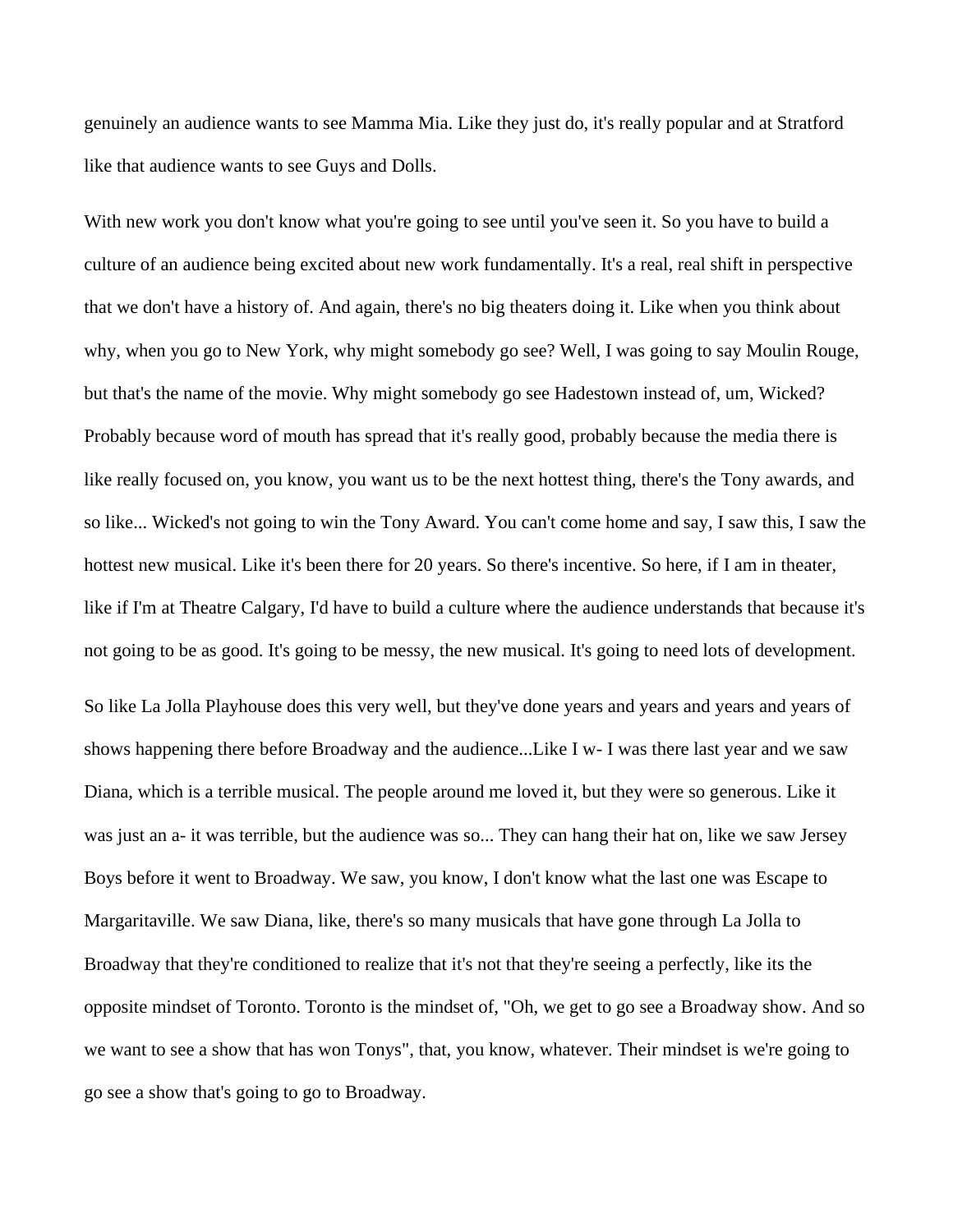genuinely an audience wants to see Mamma Mia. Like they just do, it's really popular and at Stratford like that audience wants to see Guys and Dolls.

With new work you don't know what you're going to see until you've seen it. So you have to build a culture of an audience being excited about new work fundamentally. It's a real, real shift in perspective that we don't have a history of. And again, there's no big theaters doing it. Like when you think about why, when you go to New York, why might somebody go see? Well, I was going to say Moulin Rouge, but that's the name of the movie. Why might somebody go see Hadestown instead of, um, Wicked? Probably because word of mouth has spread that it's really good, probably because the media there is like really focused on, you know, you want us to be the next hottest thing, there's the Tony awards, and so like... Wicked's not going to win the Tony Award. You can't come home and say, I saw this, I saw the hottest new musical. Like it's been there for 20 years. So there's incentive. So here, if I am in theater, like if I'm at Theatre Calgary, I'd have to build a culture where the audience understands that because it's not going to be as good. It's going to be messy, the new musical. It's going to need lots of development.

So like La Jolla Playhouse does this very well, but they've done years and years and years and years of shows happening there before Broadway and the audience...Like I w- I was there last year and we saw Diana, which is a terrible musical. The people around me loved it, but they were so generous. Like it was just an a- it was terrible, but the audience was so... They can hang their hat on, like we saw Jersey Boys before it went to Broadway. We saw, you know, I don't know what the last one was Escape to Margaritaville. We saw Diana, like, there's so many musicals that have gone through La Jolla to Broadway that they're conditioned to realize that it's not that they're seeing a perfectly, like its the opposite mindset of Toronto. Toronto is the mindset of, "Oh, we get to go see a Broadway show. And so we want to see a show that has won Tonys", that, you know, whatever. Their mindset is we're going to go see a show that's going to go to Broadway.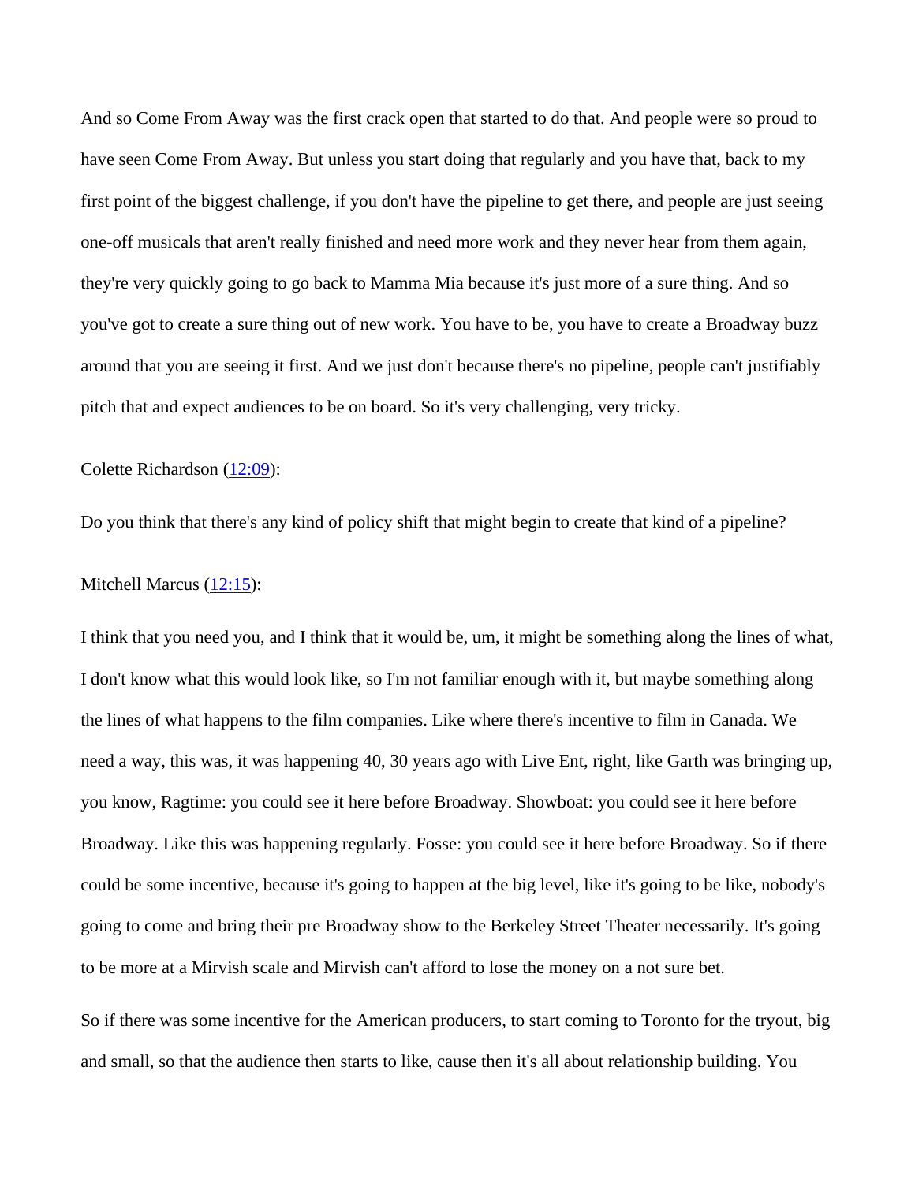And so Come From Away was the first crack open that started to do that. And people were so proud to have seen Come From Away. But unless you start doing that regularly and you have that, back to my first point of the biggest challenge, if you don't have the pipeline to get there, and people are just seeing one-off musicals that aren't really finished and need more work and they never hear from them again, they're very quickly going to go back to Mamma Mia because it's just more of a sure thing. And so you've got to create a sure thing out of new work. You have to be, you have to create a Broadway buzz around that you are seeing it first. And we just don't because there's no pipeline, people can't justifiably pitch that and expect audiences to be on board. So it's very challenging, very tricky.

Colette Richardson ([12:09]):

Do you think that there's any kind of policy shift that might begin to create that kind of a pipeline?

Mitchell Marcus ([12:15]):

I think that you need you, and I think that it would be, um, it might be something along the lines of what, I don't know what this would look like, so I'm not familiar enough with it, but maybe something along the lines of what happens to the film companies. Like where there's incentive to film in Canada. We need a way, this was, it was happening 40, 30 years ago with Live Ent, right, like Garth was bringing up, you know, Ragtime: you could see it here before Broadway. Showboat: you could see it here before Broadway. Like this was happening regularly. Fosse: you could see it here before Broadway. So if there could be some incentive, because it's going to happen at the big level, like it's going to be like, nobody's going to come and bring their pre Broadway show to the Berkeley Street Theater necessarily. It's going to be more at a Mirvish scale and Mirvish can't afford to lose the money on a not sure bet.

So if there was some incentive for the American producers, to start coming to Toronto for the tryout, big and small, so that the audience then starts to like, cause then it's all about relationship building. You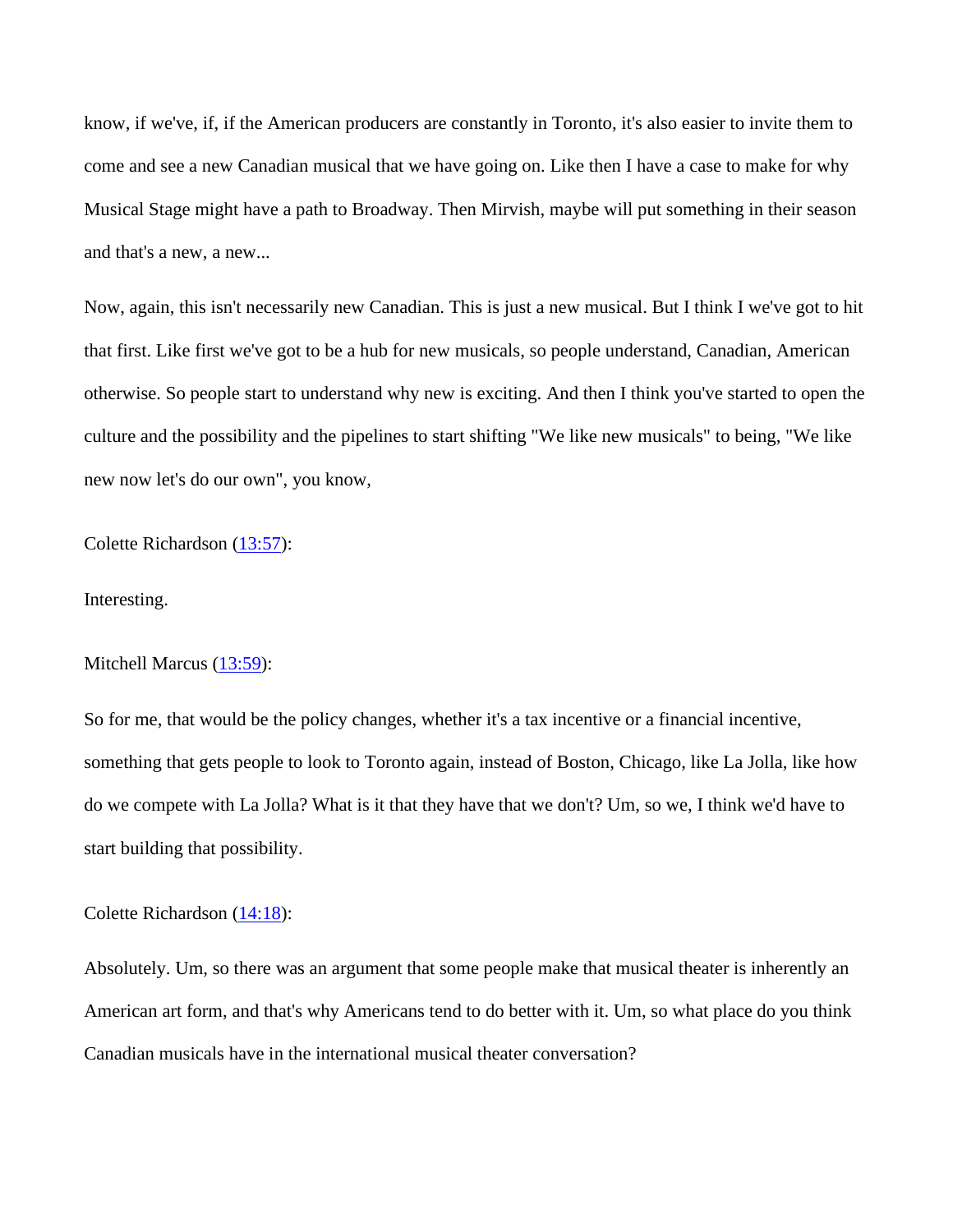know, if we've, if, if the American producers are constantly in Toronto, it's also easier to invite them to come and see a new Canadian musical that we have going on. Like then I have a case to make for why Musical Stage might have a path to Broadway. Then Mirvish, maybe will put something in their season and that's a new, a new...

Now, again, this isn't necessarily new Canadian. This is just a new musical. But I think I we've got to hit that first. Like first we've got to be a hub for new musicals, so people understand, Canadian, American otherwise. So people start to understand why new is exciting. And then I think you've started to open the culture and the possibility and the pipelines to start shifting "We like new musicals" to being, "We like new now let's do our own", you know,

Colette Richardson ([13:57]):

Interesting.

Mitchell Marcus ([13:59]):

So for me, that would be the policy changes, whether it's a tax incentive or a financial incentive, something that gets people to look to Toronto again, instead of Boston, Chicago, like La Jolla, like how do we compete with La Jolla? What is it that they have that we don't? Um, so we, I think we'd have to start building that possibility.

Colette Richardson ([14:18]):

Absolutely. Um, so there was an argument that some people make that musical theater is inherently an American art form, and that's why Americans tend to do better with it. Um, so what place do you think Canadian musicals have in the international musical theater conversation?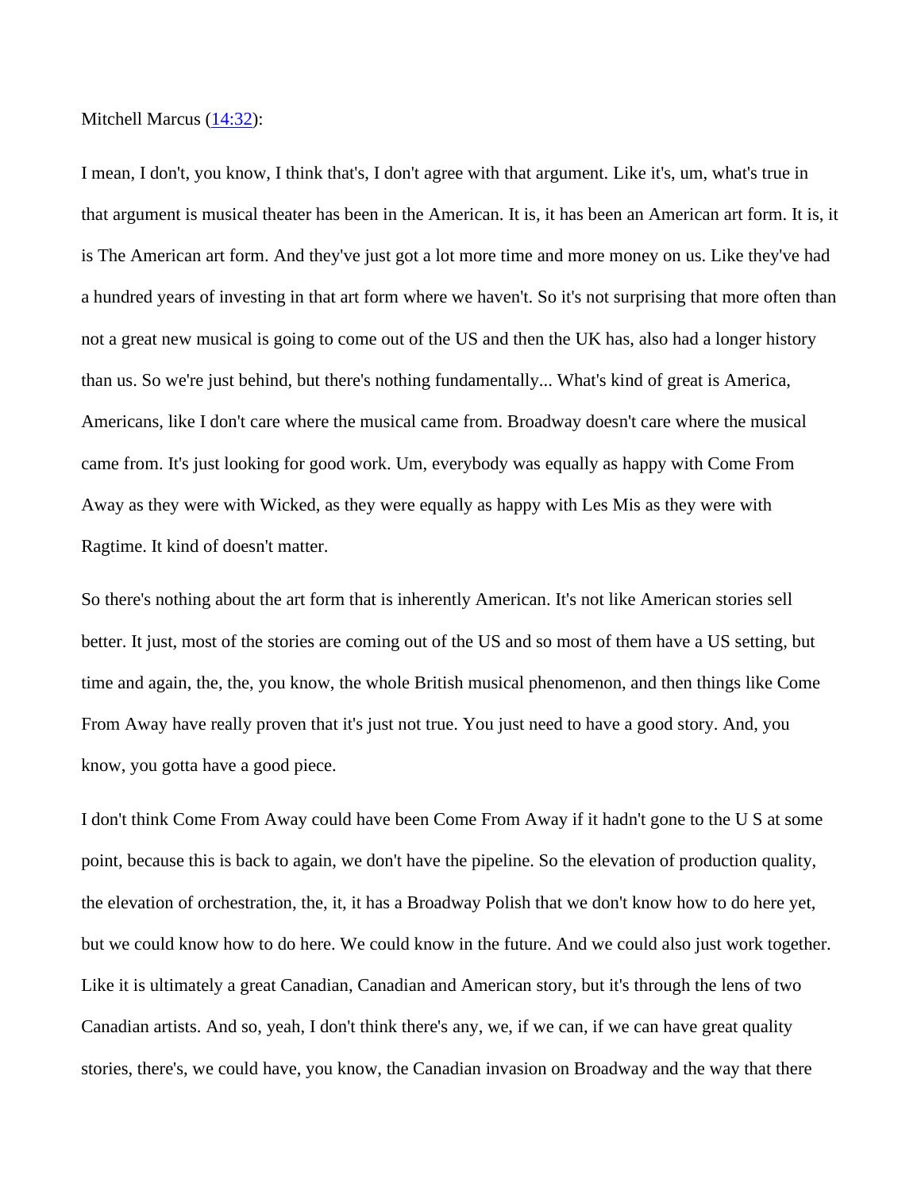Mitchell Marcus ([14:32](#)):

I mean, I don't, you know, I think that's, I don't agree with that argument. Like it's, um, what's true in that argument is musical theater has been in the American. It is, it has been an American art form. It is, it is The American art form. And they've just got a lot more time and more money on us. Like they've had a hundred years of investing in that art form where we haven't. So it's not surprising that more often than not a great new musical is going to come out of the US and then the UK has, also had a longer history than us. So we're just behind, but there's nothing fundamentally... What's kind of great is America, Americans, like I don't care where the musical came from. Broadway doesn't care where the musical came from. It's just looking for good work. Um, everybody was equally as happy with Come From Away as they were with Wicked, as they were equally as happy with Les Mis as they were with Ragtime. It kind of doesn't matter.

So there's nothing about the art form that is inherently American. It's not like American stories sell better. It just, most of the stories are coming out of the US and so most of them have a US setting, but time and again, the, the, you know, the whole British musical phenomenon, and then things like Come From Away have really proven that it's just not true. You just need to have a good story. And, you know, you gotta have a good piece.

I don't think Come From Away could have been Come From Away if it hadn't gone to the U S at some point, because this is back to again, we don't have the pipeline. So the elevation of production quality, the elevation of orchestration, the, it, it has a Broadway Polish that we don't know how to do here yet, but we could know how to do here. We could know in the future. And we could also just work together. Like it is ultimately a great Canadian, Canadian and American story, but it's through the lens of two Canadian artists. And so, yeah, I don't think there's any, we, if we can, if we can have great quality stories, there's, we could have, you know, the Canadian invasion on Broadway and the way that there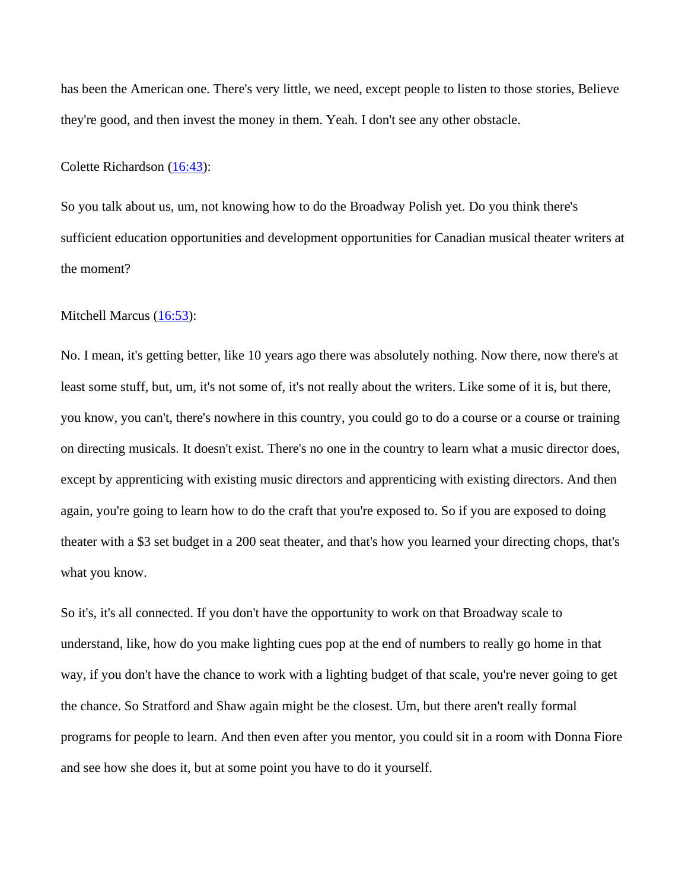has been the American one. There's very little, we need, except people to listen to those stories, Believe they're good, and then invest the money in them. Yeah. I don't see any other obstacle.

Colette Richardson (16:43):

So you talk about us, um, not knowing how to do the Broadway Polish yet. Do you think there's sufficient education opportunities and development opportunities for Canadian musical theater writers at the moment?

Mitchell Marcus (16:53):

No. I mean, it's getting better, like 10 years ago there was absolutely nothing. Now there, now there's at least some stuff, but, um, it's not some of, it's not really about the writers. Like some of it is, but there, you know, you can't, there's nowhere in this country, you could go to do a course or a course or training on directing musicals. It doesn't exist. There's no one in the country to learn what a music director does, except by apprenticing with existing music directors and apprenticing with existing directors. And then again, you're going to learn how to do the craft that you're exposed to. So if you are exposed to doing theater with a $3 set budget in a 200 seat theater, and that's how you learned your directing chops, that's what you know.

So it's, it's all connected. If you don't have the opportunity to work on that Broadway scale to understand, like, how do you make lighting cues pop at the end of numbers to really go home in that way, if you don't have the chance to work with a lighting budget of that scale, you're never going to get the chance. So Stratford and Shaw again might be the closest. Um, but there aren't really formal programs for people to learn. And then even after you mentor, you could sit in a room with Donna Fiore and see how she does it, but at some point you have to do it yourself.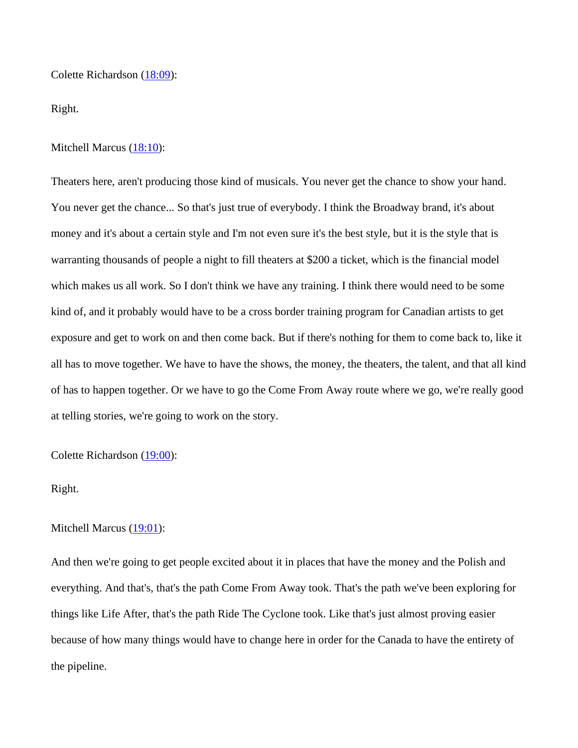Colette Richardson ([18:09]()):

Right.

Mitchell Marcus ([18:10]()):

Theaters here, aren't producing those kind of musicals. You never get the chance to show your hand. You never get the chance... So that's just true of everybody. I think the Broadway brand, it's about money and it's about a certain style and I'm not even sure it's the best style, but it is the style that is warranting thousands of people a night to fill theaters at $200 a ticket, which is the financial model which makes us all work. So I don't think we have any training. I think there would need to be some kind of, and it probably would have to be a cross border training program for Canadian artists to get exposure and get to work on and then come back. But if there's nothing for them to come back to, like it all has to move together. We have to have the shows, the money, the theaters, the talent, and that all kind of has to happen together. Or we have to go the Come From Away route where we go, we're really good at telling stories, we're going to work on the story.

Colette Richardson ([19:00]()):

Right.

Mitchell Marcus ([19:01]()):

And then we're going to get people excited about it in places that have the money and the Polish and everything. And that's, that's the path Come From Away took. That's the path we've been exploring for things like Life After, that's the path Ride The Cyclone took. Like that's just almost proving easier because of how many things would have to change here in order for the Canada to have the entirety of the pipeline.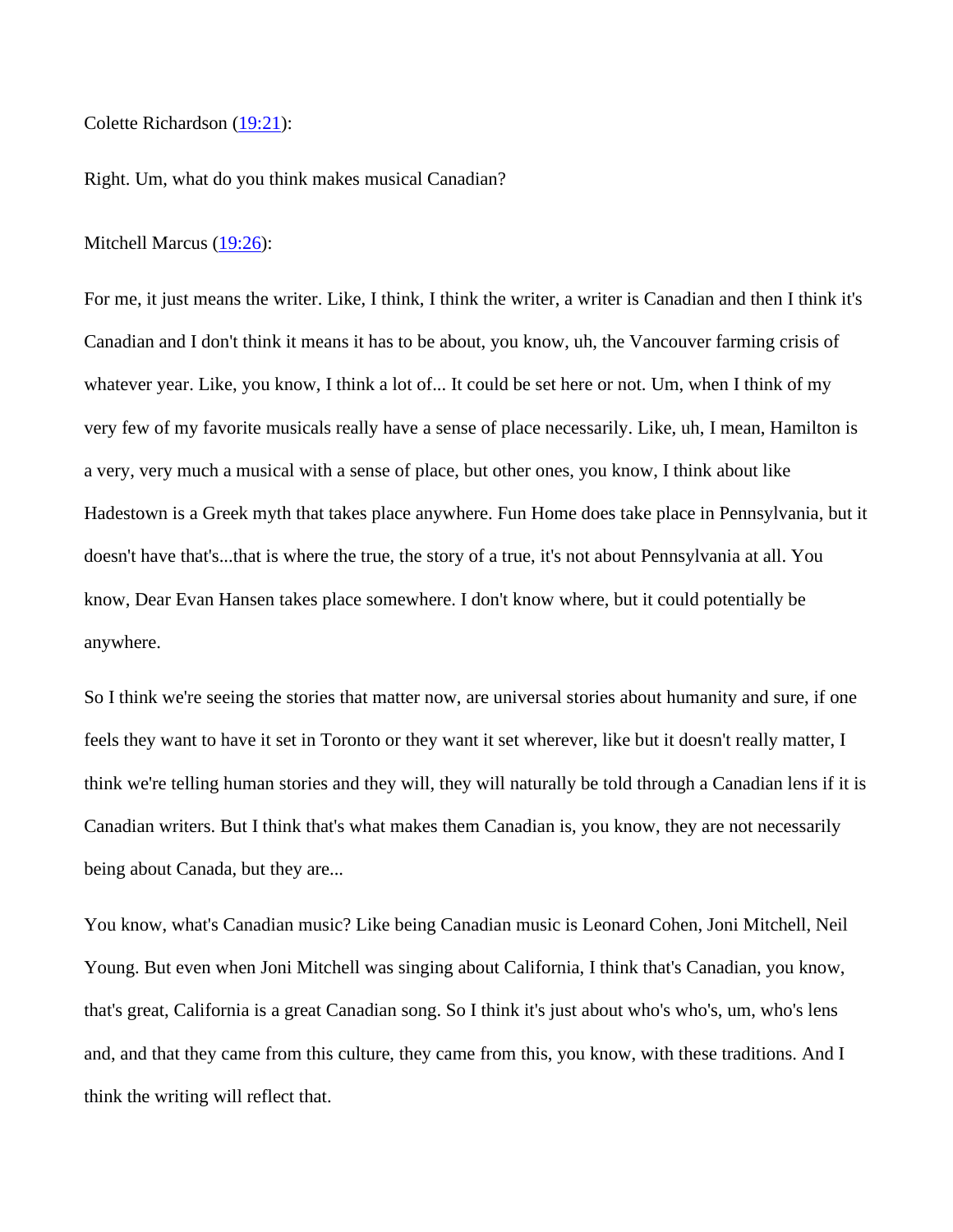Colette Richardson ([19:21](#)):

Right. Um, what do you think makes musical Canadian?

Mitchell Marcus ([19:26](#)):

For me, it just means the writer. Like, I think, I think the writer, a writer is Canadian and then I think it's Canadian and I don't think it means it has to be about, you know, uh, the Vancouver farming crisis of whatever year. Like, you know, I think a lot of... It could be set here or not. Um, when I think of my very few of my favorite musicals really have a sense of place necessarily. Like, uh, I mean, Hamilton is a very, very much a musical with a sense of place, but other ones, you know, I think about like Hadestown is a Greek myth that takes place anywhere. Fun Home does take place in Pennsylvania, but it doesn't have that's...that is where the true, the story of a true, it's not about Pennsylvania at all. You know, Dear Evan Hansen takes place somewhere. I don't know where, but it could potentially be anywhere.

So I think we're seeing the stories that matter now, are universal stories about humanity and sure, if one feels they want to have it set in Toronto or they want it set wherever, like but it doesn't really matter, I think we're telling human stories and they will, they will naturally be told through a Canadian lens if it is Canadian writers. But I think that's what makes them Canadian is, you know, they are not necessarily being about Canada, but they are...

You know, what's Canadian music? Like being Canadian music is Leonard Cohen, Joni Mitchell, Neil Young. But even when Joni Mitchell was singing about California, I think that's Canadian, you know, that's great, California is a great Canadian song. So I think it's just about who's who's, um, who's lens and, and that they came from this culture, they came from this, you know, with these traditions. And I think the writing will reflect that.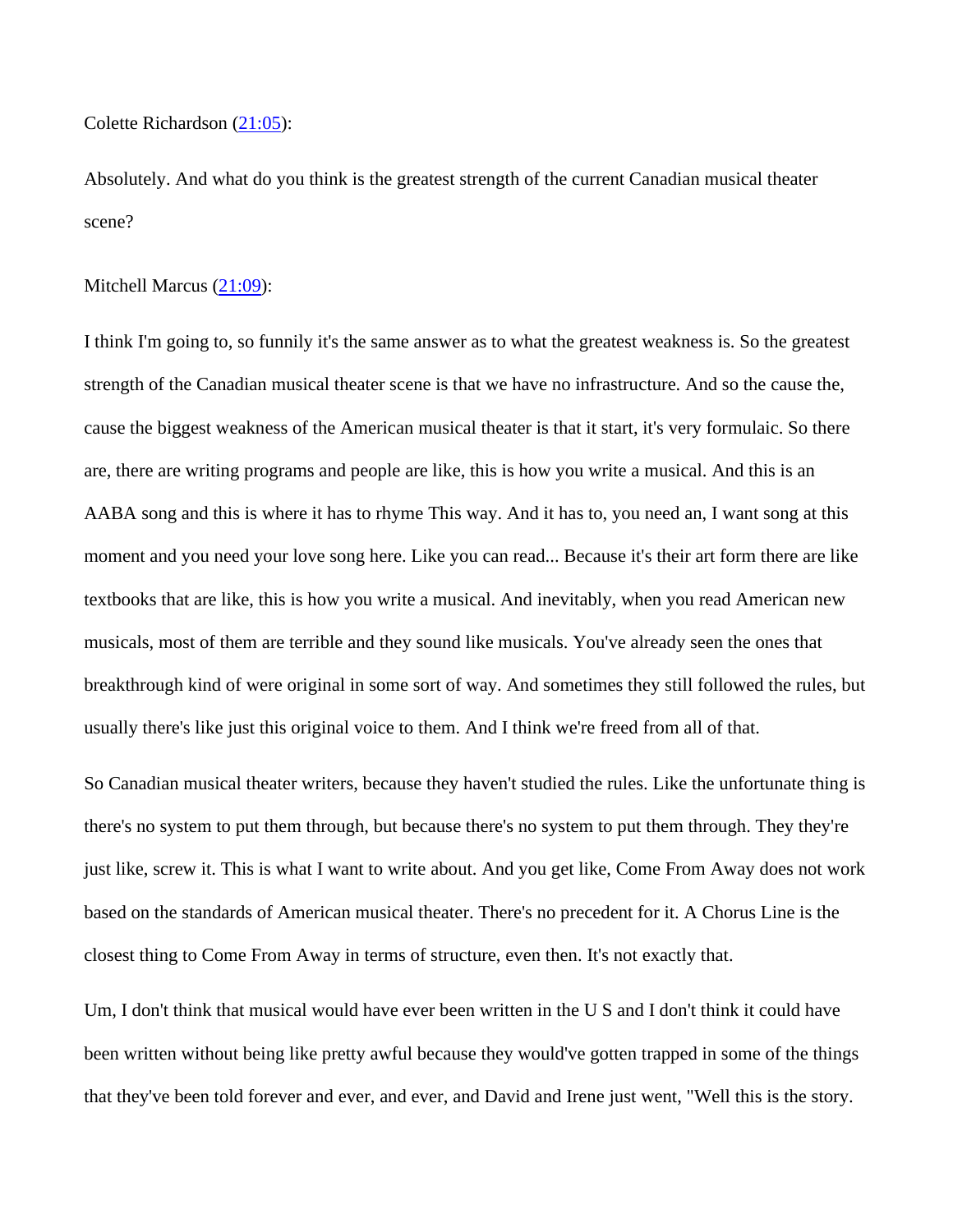Colette Richardson ([21:05]):

Absolutely. And what do you think is the greatest strength of the current Canadian musical theater scene?

Mitchell Marcus ([21:09]):

I think I'm going to, so funnily it's the same answer as to what the greatest weakness is. So the greatest strength of the Canadian musical theater scene is that we have no infrastructure. And so the cause the, cause the biggest weakness of the American musical theater is that it start, it's very formulaic. So there are, there are writing programs and people are like, this is how you write a musical. And this is an AABA song and this is where it has to rhyme This way. And it has to, you need an, I want song at this moment and you need your love song here. Like you can read... Because it's their art form there are like textbooks that are like, this is how you write a musical. And inevitably, when you read American new musicals, most of them are terrible and they sound like musicals. You've already seen the ones that breakthrough kind of were original in some sort of way. And sometimes they still followed the rules, but usually there's like just this original voice to them. And I think we're freed from all of that.

So Canadian musical theater writers, because they haven't studied the rules. Like the unfortunate thing is there's no system to put them through, but because there's no system to put them through. They they're just like, screw it. This is what I want to write about. And you get like, Come From Away does not work based on the standards of American musical theater. There's no precedent for it. A Chorus Line is the closest thing to Come From Away in terms of structure, even then. It's not exactly that.

Um, I don't think that musical would have ever been written in the U S and I don't think it could have been written without being like pretty awful because they would've gotten trapped in some of the things that they've been told forever and ever, and ever, and David and Irene just went, "Well this is the story.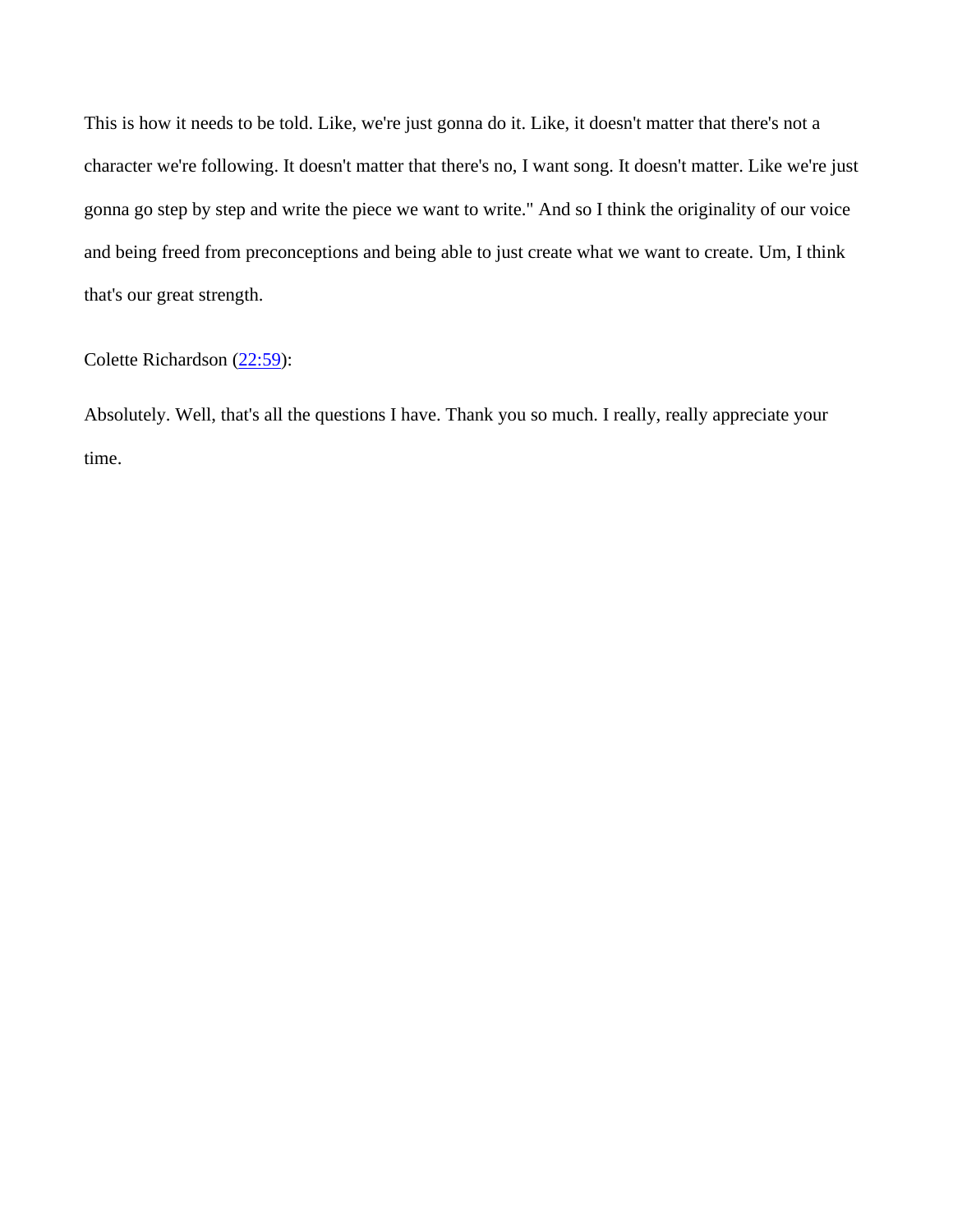This is how it needs to be told. Like, we're just gonna do it. Like, it doesn't matter that there's not a character we're following. It doesn't matter that there's no, I want song. It doesn't matter. Like we're just gonna go step by step and write the piece we want to write." And so I think the originality of our voice and being freed from preconceptions and being able to just create what we want to create. Um, I think that's our great strength.

Colette Richardson (22:59):

Absolutely. Well, that's all the questions I have. Thank you so much. I really, really appreciate your time.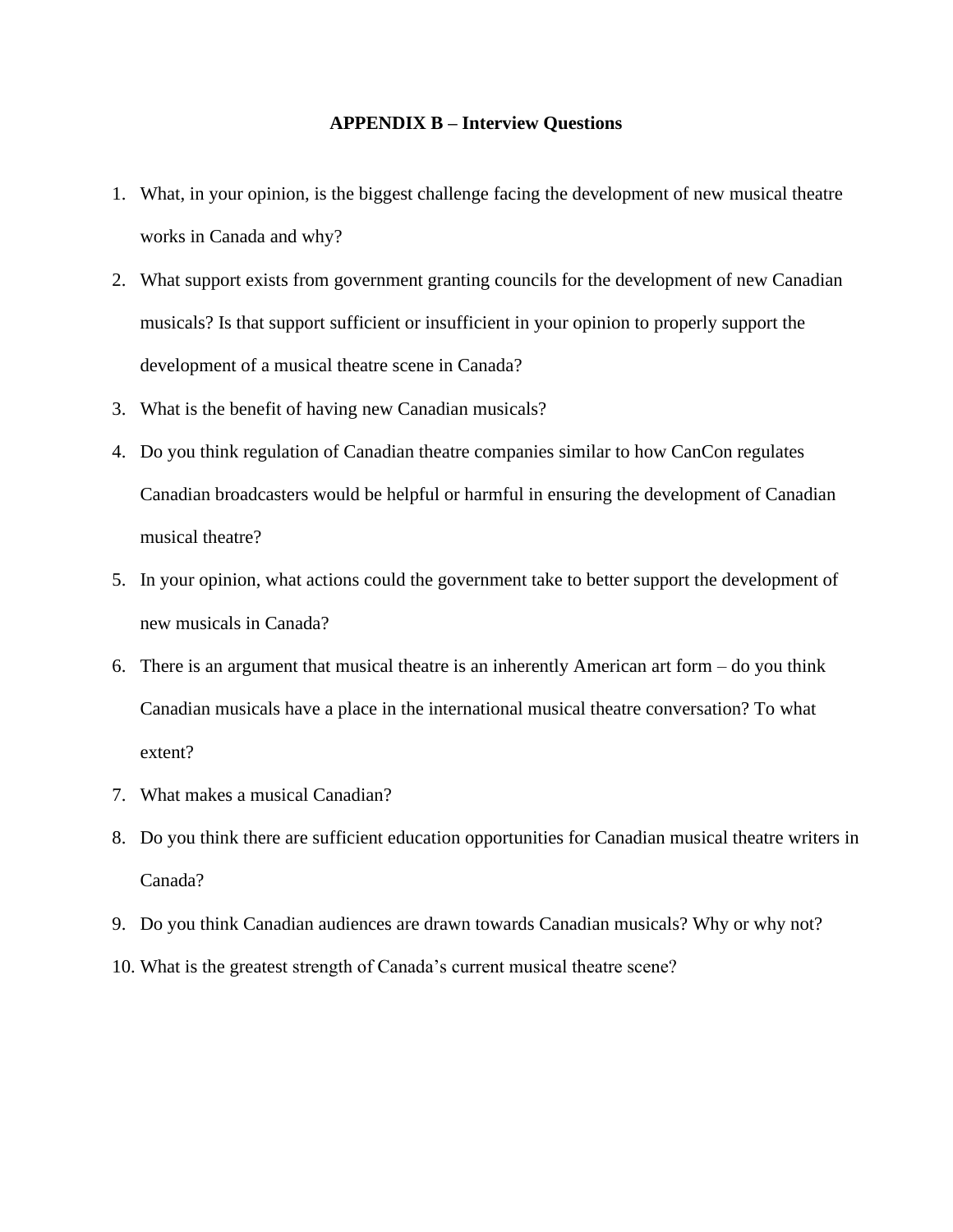## APPENDIX B – Interview Questions

1. What, in your opinion, is the biggest challenge facing the development of new musical theatre works in Canada and why?
2. What support exists from government granting councils for the development of new Canadian musicals? Is that support sufficient or insufficient in your opinion to properly support the development of a musical theatre scene in Canada?
3. What is the benefit of having new Canadian musicals?
4. Do you think regulation of Canadian theatre companies similar to how CanCon regulates Canadian broadcasters would be helpful or harmful in ensuring the development of Canadian musical theatre?
5. In your opinion, what actions could the government take to better support the development of new musicals in Canada?
6. There is an argument that musical theatre is an inherently American art form – do you think Canadian musicals have a place in the international musical theatre conversation? To what extent?
7. What makes a musical Canadian?
8. Do you think there are sufficient education opportunities for Canadian musical theatre writers in Canada?
9. Do you think Canadian audiences are drawn towards Canadian musicals? Why or why not?
10. What is the greatest strength of Canada's current musical theatre scene?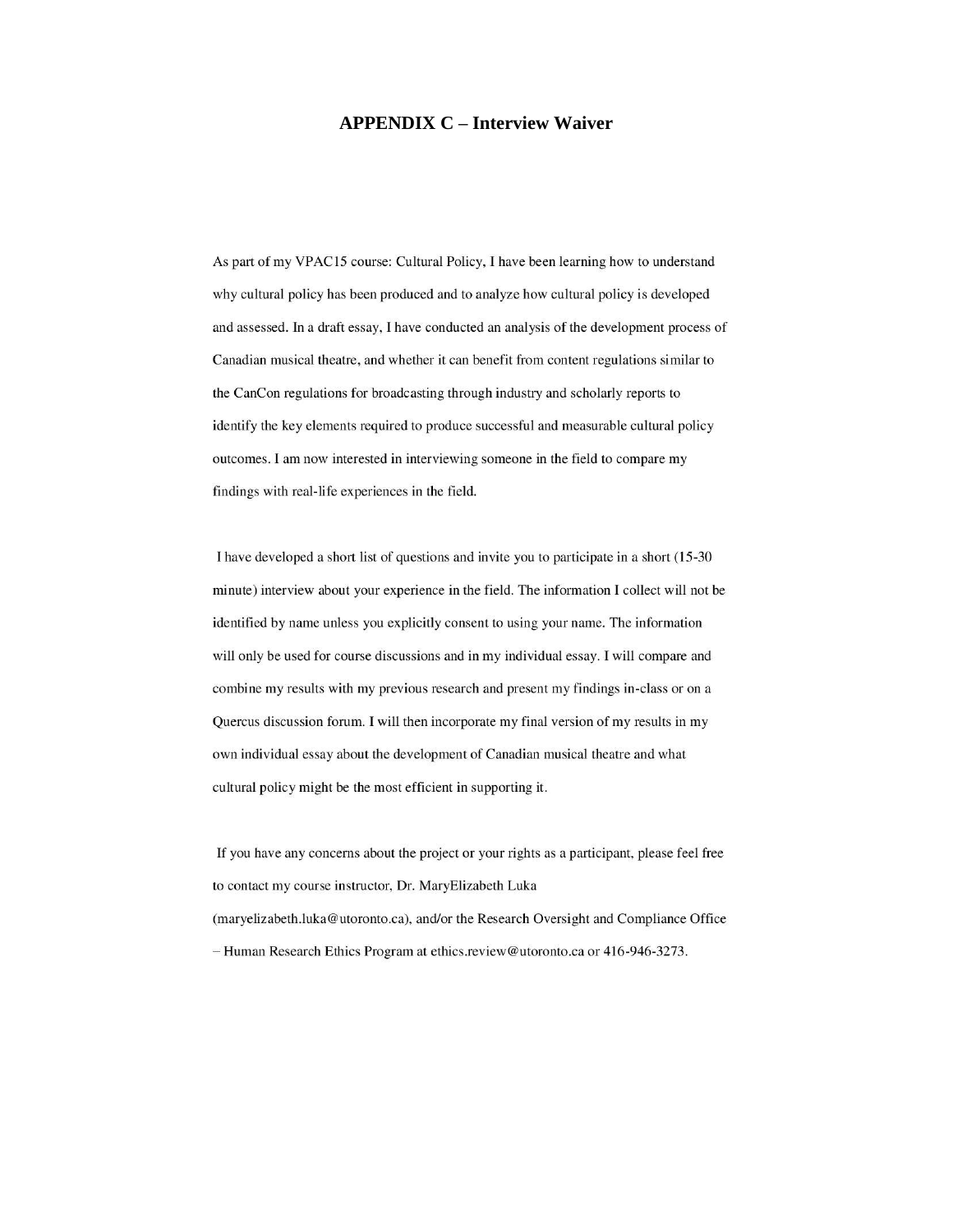# APPENDIX C – Interview Waiver

As part of my VPAC15 course: Cultural Policy, I have been learning how to understand why cultural policy has been produced and to analyze how cultural policy is developed and assessed. In a draft essay, I have conducted an analysis of the development process of Canadian musical theatre, and whether it can benefit from content regulations similar to the CanCon regulations for broadcasting through industry and scholarly reports to identify the key elements required to produce successful and measurable cultural policy outcomes. I am now interested in interviewing someone in the field to compare my findings with real-life experiences in the field.

I have developed a short list of questions and invite you to participate in a short (15-30 minute) interview about your experience in the field. The information I collect will not be identified by name unless you explicitly consent to using your name. The information will only be used for course discussions and in my individual essay. I will compare and combine my results with my previous research and present my findings in-class or on a Quercus discussion forum. I will then incorporate my final version of my results in my own individual essay about the development of Canadian musical theatre and what cultural policy might be the most efficient in supporting it.

If you have any concerns about the project or your rights as a participant, please feel free to contact my course instructor, Dr. MaryElizabeth Luka (maryelizabeth.luka@utoronto.ca), and/or the Research Oversight and Compliance Office – Human Research Ethics Program at ethics.review@utoronto.ca or 416-946-3273.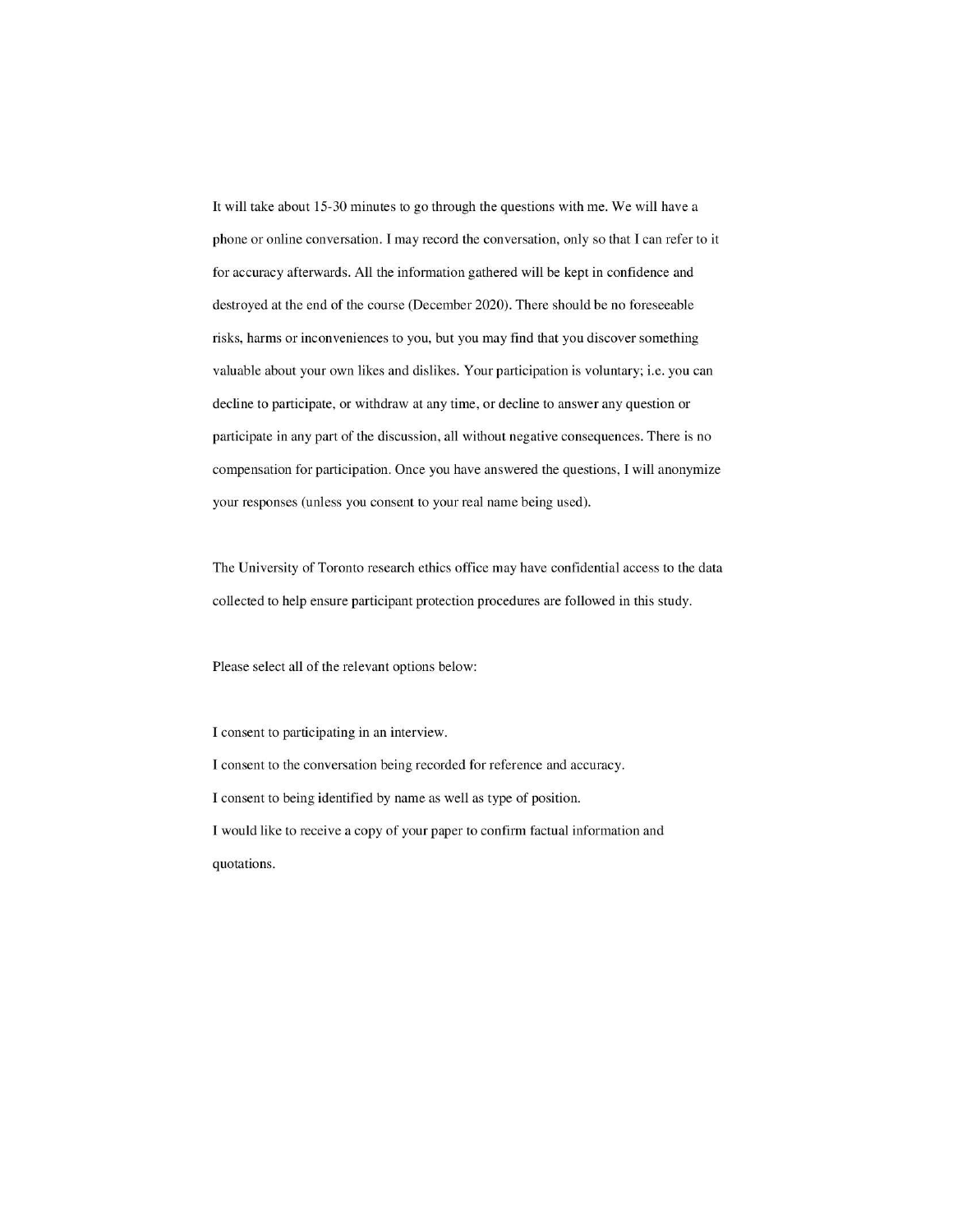It will take about 15-30 minutes to go through the questions with me. We will have a phone or online conversation. I may record the conversation, only so that I can refer to it for accuracy afterwards. All the information gathered will be kept in confidence and destroyed at the end of the course (December 2020). There should be no foreseeable risks, harms or inconveniences to you, but you may find that you discover something valuable about your own likes and dislikes. Your participation is voluntary; i.e. you can decline to participate, or withdraw at any time, or decline to answer any question or participate in any part of the discussion, all without negative consequences. There is no compensation for participation. Once you have answered the questions, I will anonymize your responses (unless you consent to your real name being used).

The University of Toronto research ethics office may have confidential access to the data collected to help ensure participant protection procedures are followed in this study.

Please select all of the relevant options below:

I consent to participating in an interview.

I consent to the conversation being recorded for reference and accuracy.

I consent to being identified by name as well as type of position.

I would like to receive a copy of your paper to confirm factual information and quotations.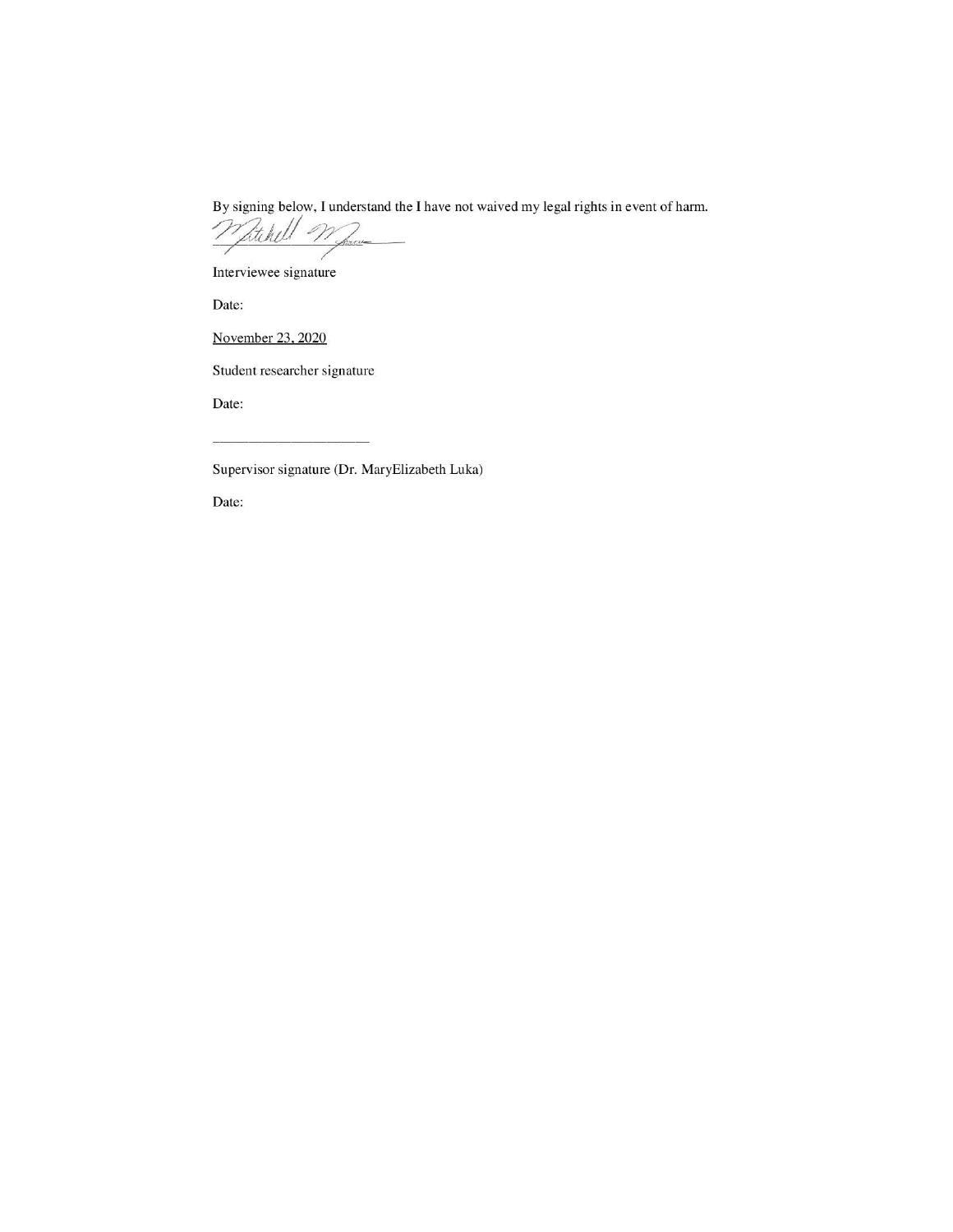By signing below, I understand the I have not waived my legal rights in event of harm.

Interviewee signature

Date:

<u>November 23, 2020</u>

Student researcher signature

Date:

\_\_\_\_\_\_\_\_\_\_\_\_\_\_\_\_\_\_\_\_\_\_

Supervisor signature (Dr. MaryElizabeth Luka)

Date: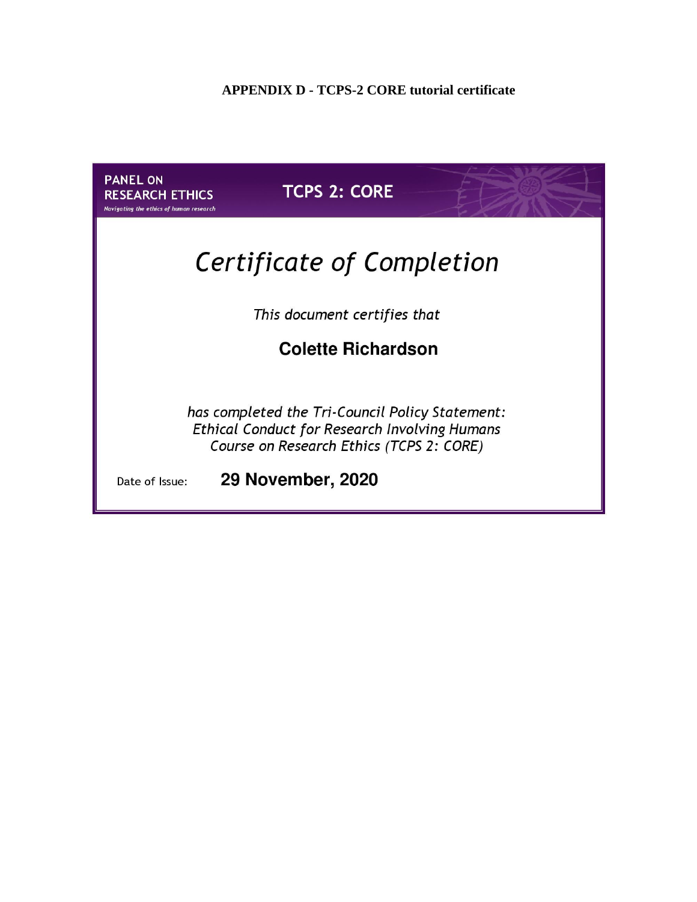**APPENDIX D - TCPS-2 CORE tutorial certificate**

PANEL ON
RESEARCH ETHICS
*Navigating the ethics of human research*

**TCPS 2: CORE**

# *Certificate of Completion*

*This document certifies that*

**Colette Richardson**

*has completed the Tri-Council Policy Statement:*
*Ethical Conduct for Research Involving Humans*
*Course on Research Ethics (TCPS 2: CORE)*

Date of Issue: **29 November, 2020**